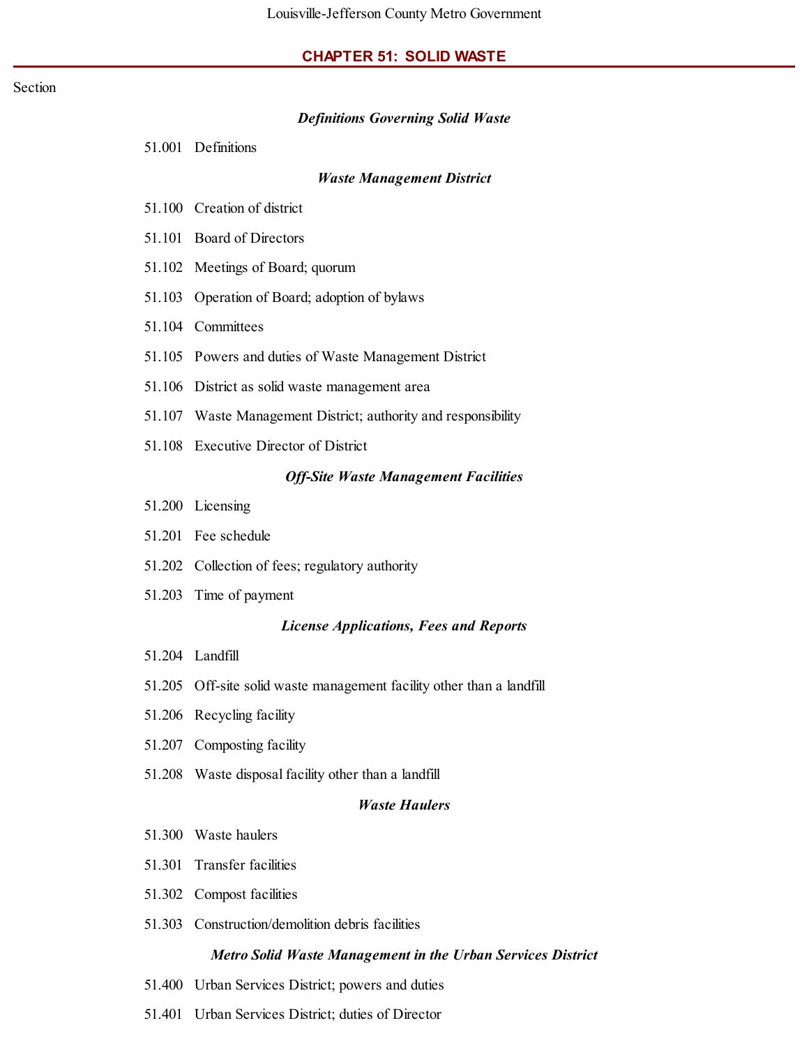# CHAPTER 51: SOLID WASTE

Section

***Definitions Governing Solid Waste***

51.001 Definitions

***Waste Management District***

51.100 Creation of district

51.101 Board of Directors

51.102 Meetings of Board; quorum

51.103 Operation of Board; adoption of bylaws

51.104 Committees

51.105 Powers and duties of Waste Management District

51.106 District as solid waste management area

51.107 Waste Management District; authority and responsibility

51.108 Executive Director of District

***Off-Site Waste Management Facilities***

51.200 Licensing

51.201 Fee schedule

51.202 Collection of fees; regulatory authority

51.203 Time of payment

***License Applications, Fees and Reports***

51.204 Landfill

51.205 Off-site solid waste management facility other than a landfill

51.206 Recycling facility

51.207 Composting facility

51.208 Waste disposal facility other than a landfill

***Waste Haulers***

51.300 Waste haulers

51.301 Transfer facilities

51.302 Compost facilities

51.303 Construction/demolition debris facilities

***Metro Solid Waste Management in the Urban Services District***

51.400 Urban Services District; powers and duties

51.401 Urban Services District; duties of Director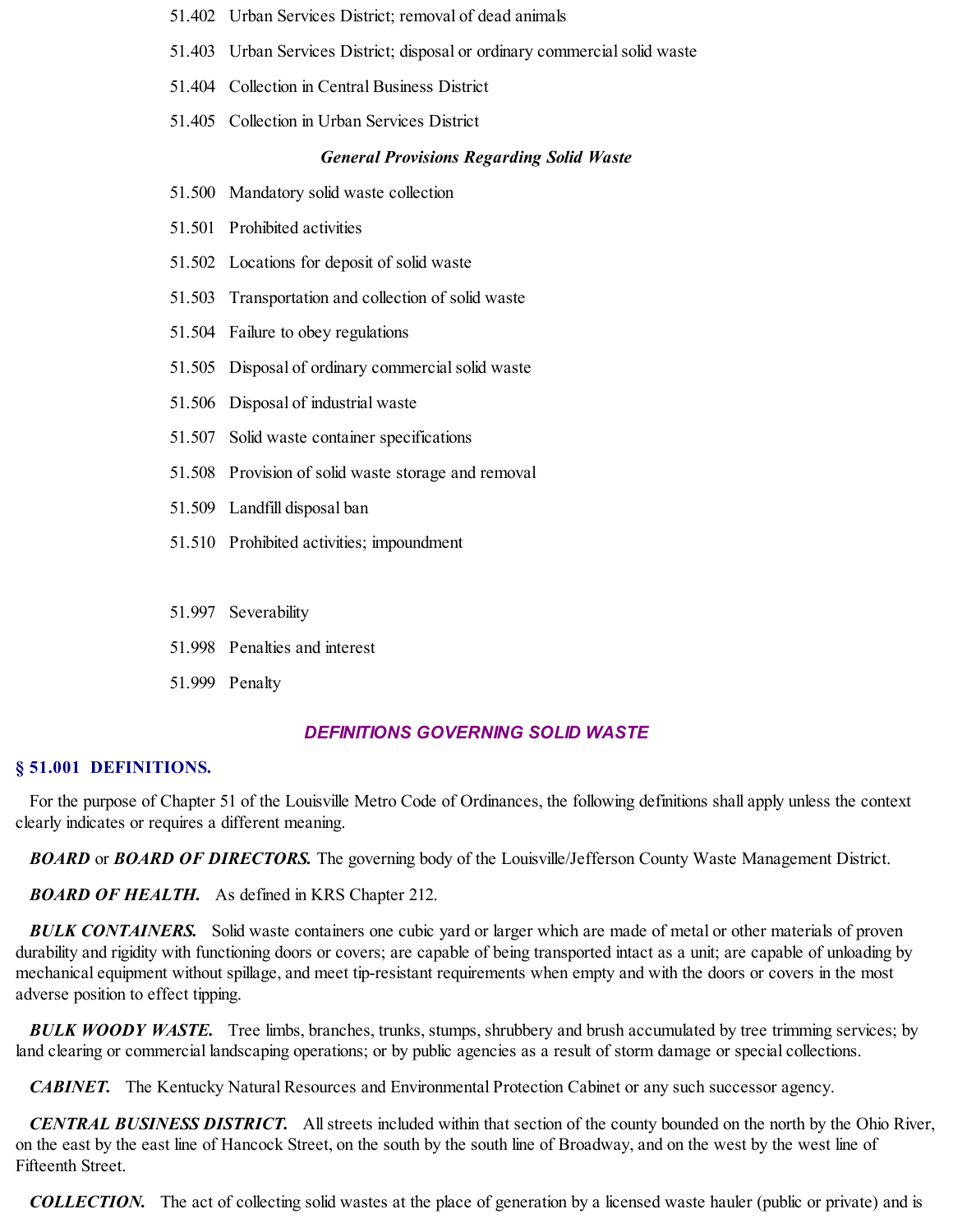51.402 Urban Services District; removal of dead animals

51.403 Urban Services District; disposal or ordinary commercial solid waste

51.404 Collection in Central Business District

51.405 Collection in Urban Services District

***General Provisions Regarding Solid Waste***

51.500 Mandatory solid waste collection

51.501 Prohibited activities

51.502 Locations for deposit of solid waste

51.503 Transportation and collection of solid waste

51.504 Failure to obey regulations

51.505 Disposal of ordinary commercial solid waste

51.506 Disposal of industrial waste

51.507 Solid waste container specifications

51.508 Provision of solid waste storage and removal

51.509 Landfill disposal ban

51.510 Prohibited activities; impoundment

51.997 Severability

51.998 Penalties and interest

51.999 Penalty

## *DEFINITIONS GOVERNING SOLID WASTE*

### § 51.001 DEFINITIONS.

For the purpose of Chapter 51 of the Louisville Metro Code of Ordinances, the following definitions shall apply unless the context clearly indicates or requires a different meaning.

***BOARD*** or ***BOARD OF DIRECTORS.*** The governing body of the Louisville/Jefferson County Waste Management District.

***BOARD OF HEALTH.*** As defined in KRS Chapter 212.

***BULK CONTAINERS.*** Solid waste containers one cubic yard or larger which are made of metal or other materials of proven durability and rigidity with functioning doors or covers; are capable of being transported intact as a unit; are capable of unloading by mechanical equipment without spillage, and meet tip-resistant requirements when empty and with the doors or covers in the most adverse position to effect tipping.

***BULK WOODY WASTE.*** Tree limbs, branches, trunks, stumps, shrubbery and brush accumulated by tree trimming services; by land clearing or commercial landscaping operations; or by public agencies as a result of storm damage or special collections.

***CABINET.*** The Kentucky Natural Resources and Environmental Protection Cabinet or any such successor agency.

***CENTRAL BUSINESS DISTRICT.*** All streets included within that section of the county bounded on the north by the Ohio River, on the east by the east line of Hancock Street, on the south by the south line of Broadway, and on the west by the west line of Fifteenth Street.

***COLLECTION.*** The act of collecting solid wastes at the place of generation by a licensed waste hauler (public or private) and is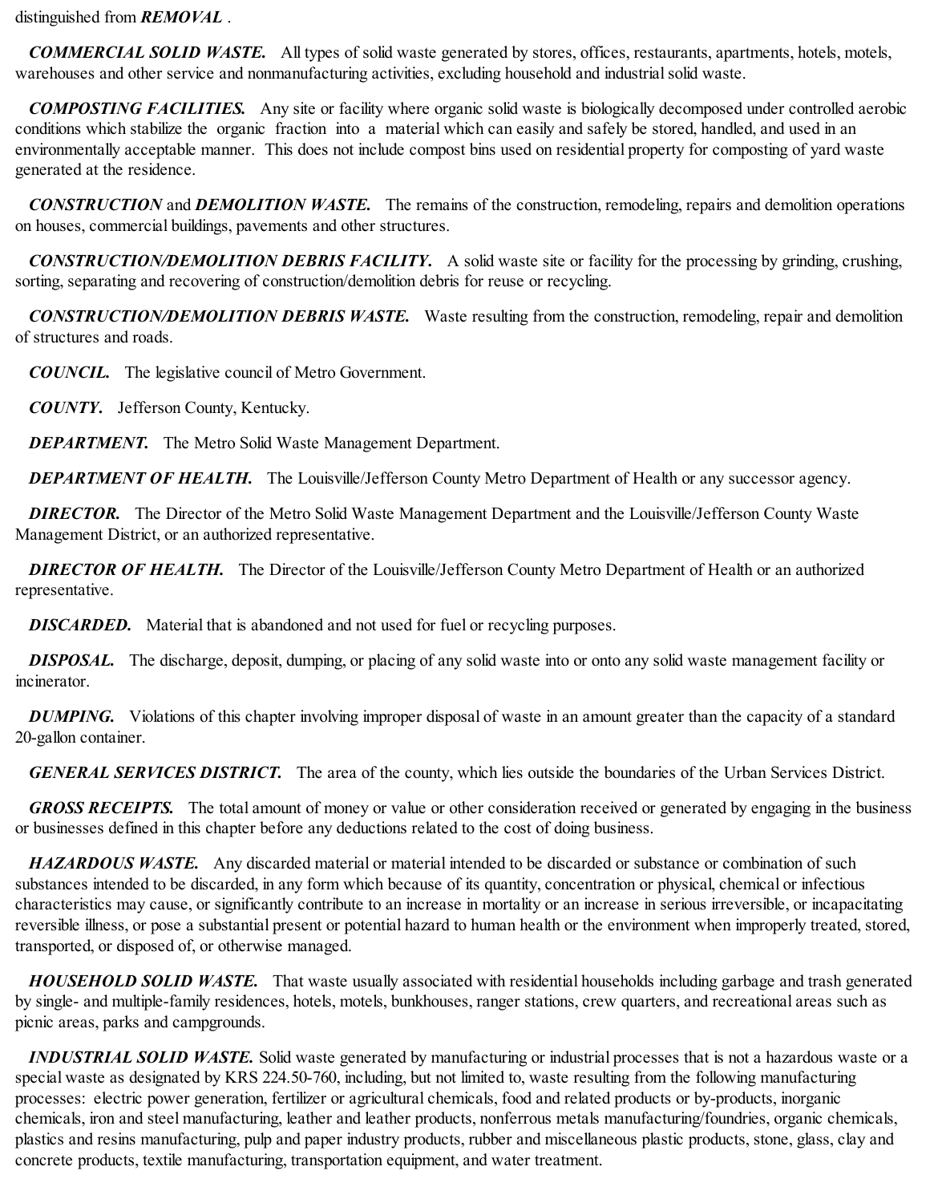distinguished from ***REMOVAL*** .

***COMMERCIAL SOLID WASTE.*** All types of solid waste generated by stores, offices, restaurants, apartments, hotels, motels, warehouses and other service and nonmanufacturing activities, excluding household and industrial solid waste.

***COMPOSTING FACILITIES.*** Any site or facility where organic solid waste is biologically decomposed under controlled aerobic conditions which stabilize the organic fraction into a material which can easily and safely be stored, handled, and used in an environmentally acceptable manner. This does not include compost bins used on residential property for composting of yard waste generated at the residence.

***CONSTRUCTION*** and ***DEMOLITION WASTE.*** The remains of the construction, remodeling, repairs and demolition operations on houses, commercial buildings, pavements and other structures.

***CONSTRUCTION/DEMOLITION DEBRIS FACILITY.*** A solid waste site or facility for the processing by grinding, crushing, sorting, separating and recovering of construction/demolition debris for reuse or recycling.

***CONSTRUCTION/DEMOLITION DEBRIS WASTE.*** Waste resulting from the construction, remodeling, repair and demolition of structures and roads.

***COUNCIL.*** The legislative council of Metro Government.

***COUNTY.*** Jefferson County, Kentucky.

***DEPARTMENT.*** The Metro Solid Waste Management Department.

***DEPARTMENT OF HEALTH.*** The Louisville/Jefferson County Metro Department of Health or any successor agency.

***DIRECTOR.*** The Director of the Metro Solid Waste Management Department and the Louisville/Jefferson County Waste Management District, or an authorized representative.

***DIRECTOR OF HEALTH.*** The Director of the Louisville/Jefferson County Metro Department of Health or an authorized representative.

***DISCARDED.*** Material that is abandoned and not used for fuel or recycling purposes.

***DISPOSAL.*** The discharge, deposit, dumping, or placing of any solid waste into or onto any solid waste management facility or incinerator.

***DUMPING.*** Violations of this chapter involving improper disposal of waste in an amount greater than the capacity of a standard 20-gallon container.

***GENERAL SERVICES DISTRICT.*** The area of the county, which lies outside the boundaries of the Urban Services District.

***GROSS RECEIPTS.*** The total amount of money or value or other consideration received or generated by engaging in the business or businesses defined in this chapter before any deductions related to the cost of doing business.

***HAZARDOUS WASTE.*** Any discarded material or material intended to be discarded or substance or combination of such substances intended to be discarded, in any form which because of its quantity, concentration or physical, chemical or infectious characteristics may cause, or significantly contribute to an increase in mortality or an increase in serious irreversible, or incapacitating reversible illness, or pose a substantial present or potential hazard to human health or the environment when improperly treated, stored, transported, or disposed of, or otherwise managed.

***HOUSEHOLD SOLID WASTE.*** That waste usually associated with residential households including garbage and trash generated by single- and multiple-family residences, hotels, motels, bunkhouses, ranger stations, crew quarters, and recreational areas such as picnic areas, parks and campgrounds.

***INDUSTRIAL SOLID WASTE.*** Solid waste generated by manufacturing or industrial processes that is not a hazardous waste or a special waste as designated by KRS 224.50-760, including, but not limited to, waste resulting from the following manufacturing processes: electric power generation, fertilizer or agricultural chemicals, food and related products or by-products, inorganic chemicals, iron and steel manufacturing, leather and leather products, nonferrous metals manufacturing/foundries, organic chemicals, plastics and resins manufacturing, pulp and paper industry products, rubber and miscellaneous plastic products, stone, glass, clay and concrete products, textile manufacturing, transportation equipment, and water treatment.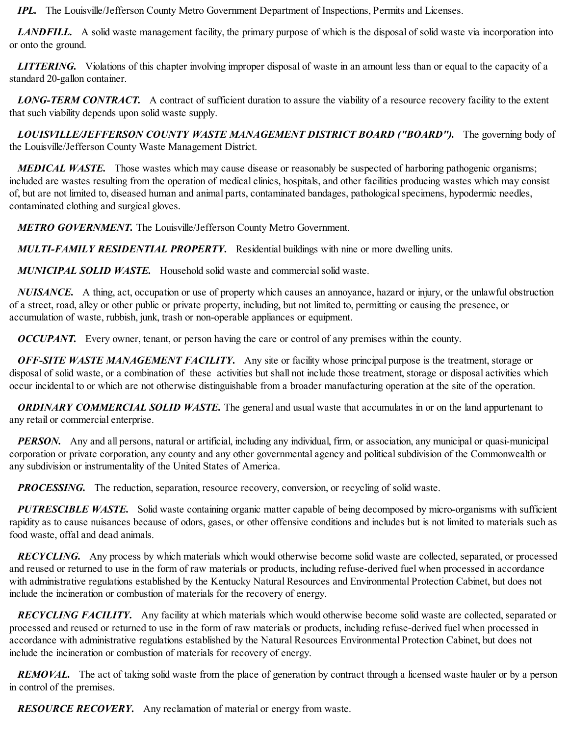***IPL.*** The Louisville/Jefferson County Metro Government Department of Inspections, Permits and Licenses.

***LANDFILL.*** A solid waste management facility, the primary purpose of which is the disposal of solid waste via incorporation into or onto the ground.

***LITTERING.*** Violations of this chapter involving improper disposal of waste in an amount less than or equal to the capacity of a standard 20-gallon container.

***LONG-TERM CONTRACT.*** A contract of sufficient duration to assure the viability of a resource recovery facility to the extent that such viability depends upon solid waste supply.

***LOUISVILLE/JEFFERSON COUNTY WASTE MANAGEMENT DISTRICT BOARD ("BOARD").*** The governing body of the Louisville/Jefferson County Waste Management District.

***MEDICAL WASTE.*** Those wastes which may cause disease or reasonably be suspected of harboring pathogenic organisms; included are wastes resulting from the operation of medical clinics, hospitals, and other facilities producing wastes which may consist of, but are not limited to, diseased human and animal parts, contaminated bandages, pathological specimens, hypodermic needles, contaminated clothing and surgical gloves.

***METRO GOVERNMENT.*** The Louisville/Jefferson County Metro Government.

***MULTI-FAMILY RESIDENTIAL PROPERTY.*** Residential buildings with nine or more dwelling units.

***MUNICIPAL SOLID WASTE.*** Household solid waste and commercial solid waste.

***NUISANCE.*** A thing, act, occupation or use of property which causes an annoyance, hazard or injury, or the unlawful obstruction of a street, road, alley or other public or private property, including, but not limited to, permitting or causing the presence, or accumulation of waste, rubbish, junk, trash or non-operable appliances or equipment.

***OCCUPANT.*** Every owner, tenant, or person having the care or control of any premises within the county.

***OFF-SITE WASTE MANAGEMENT FACILITY.*** Any site or facility whose principal purpose is the treatment, storage or disposal of solid waste, or a combination of these activities but shall not include those treatment, storage or disposal activities which occur incidental to or which are not otherwise distinguishable from a broader manufacturing operation at the site of the operation.

***ORDINARY COMMERCIAL SOLID WASTE.*** The general and usual waste that accumulates in or on the land appurtenant to any retail or commercial enterprise.

***PERSON.*** Any and all persons, natural or artificial, including any individual, firm, or association, any municipal or quasi-municipal corporation or private corporation, any county and any other governmental agency and political subdivision of the Commonwealth or any subdivision or instrumentality of the United States of America.

***PROCESSING.*** The reduction, separation, resource recovery, conversion, or recycling of solid waste.

***PUTRESCIBLE WASTE.*** Solid waste containing organic matter capable of being decomposed by micro-organisms with sufficient rapidity as to cause nuisances because of odors, gases, or other offensive conditions and includes but is not limited to materials such as food waste, offal and dead animals.

***RECYCLING.*** Any process by which materials which would otherwise become solid waste are collected, separated, or processed and reused or returned to use in the form of raw materials or products, including refuse-derived fuel when processed in accordance with administrative regulations established by the Kentucky Natural Resources and Environmental Protection Cabinet, but does not include the incineration or combustion of materials for the recovery of energy.

***RECYCLING FACILITY.*** Any facility at which materials which would otherwise become solid waste are collected, separated or processed and reused or returned to use in the form of raw materials or products, including refuse-derived fuel when processed in accordance with administrative regulations established by the Natural Resources Environmental Protection Cabinet, but does not include the incineration or combustion of materials for recovery of energy.

***REMOVAL.*** The act of taking solid waste from the place of generation by contract through a licensed waste hauler or by a person in control of the premises.

***RESOURCE RECOVERY.*** Any reclamation of material or energy from waste.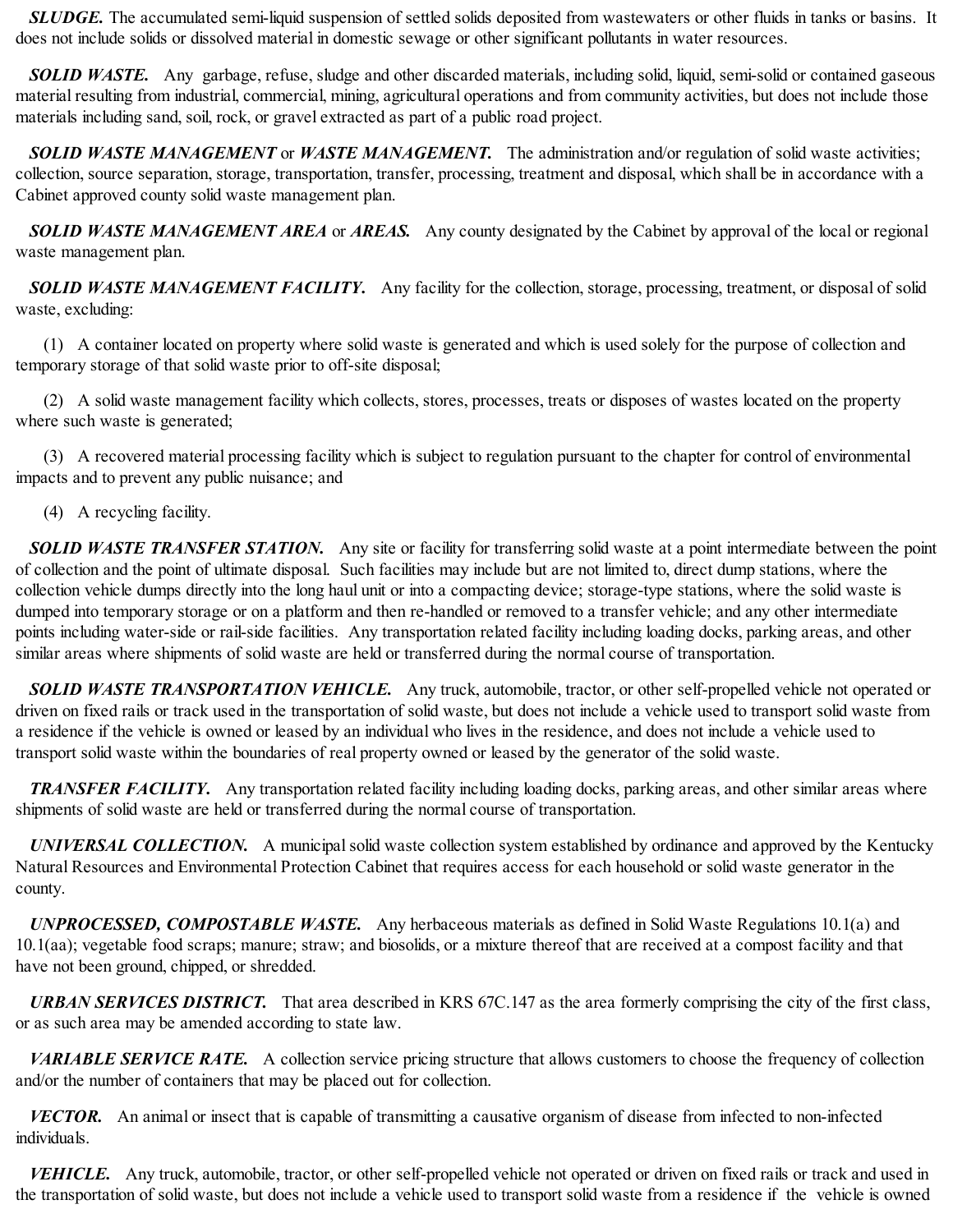***SLUDGE.*** The accumulated semi-liquid suspension of settled solids deposited from wastewaters or other fluids in tanks or basins. It does not include solids or dissolved material in domestic sewage or other significant pollutants in water resources.

***SOLID WASTE.*** Any garbage, refuse, sludge and other discarded materials, including solid, liquid, semi-solid or contained gaseous material resulting from industrial, commercial, mining, agricultural operations and from community activities, but does not include those materials including sand, soil, rock, or gravel extracted as part of a public road project.

***SOLID WASTE MANAGEMENT*** or ***WASTE MANAGEMENT.*** The administration and/or regulation of solid waste activities; collection, source separation, storage, transportation, transfer, processing, treatment and disposal, which shall be in accordance with a Cabinet approved county solid waste management plan.

***SOLID WASTE MANAGEMENT AREA*** or ***AREAS.*** Any county designated by the Cabinet by approval of the local or regional waste management plan.

***SOLID WASTE MANAGEMENT FACILITY.*** Any facility for the collection, storage, processing, treatment, or disposal of solid waste, excluding:

(1) A container located on property where solid waste is generated and which is used solely for the purpose of collection and temporary storage of that solid waste prior to off-site disposal;

(2) A solid waste management facility which collects, stores, processes, treats or disposes of wastes located on the property where such waste is generated;

(3) A recovered material processing facility which is subject to regulation pursuant to the chapter for control of environmental impacts and to prevent any public nuisance; and

(4) A recycling facility.

***SOLID WASTE TRANSFER STATION.*** Any site or facility for transferring solid waste at a point intermediate between the point of collection and the point of ultimate disposal. Such facilities may include but are not limited to, direct dump stations, where the collection vehicle dumps directly into the long haul unit or into a compacting device; storage-type stations, where the solid waste is dumped into temporary storage or on a platform and then re-handled or removed to a transfer vehicle; and any other intermediate points including water-side or rail-side facilities. Any transportation related facility including loading docks, parking areas, and other similar areas where shipments of solid waste are held or transferred during the normal course of transportation.

***SOLID WASTE TRANSPORTATION VEHICLE.*** Any truck, automobile, tractor, or other self-propelled vehicle not operated or driven on fixed rails or track used in the transportation of solid waste, but does not include a vehicle used to transport solid waste from a residence if the vehicle is owned or leased by an individual who lives in the residence, and does not include a vehicle used to transport solid waste within the boundaries of real property owned or leased by the generator of the solid waste.

***TRANSFER FACILITY.*** Any transportation related facility including loading docks, parking areas, and other similar areas where shipments of solid waste are held or transferred during the normal course of transportation.

***UNIVERSAL COLLECTION.*** A municipal solid waste collection system established by ordinance and approved by the Kentucky Natural Resources and Environmental Protection Cabinet that requires access for each household or solid waste generator in the county.

***UNPROCESSED, COMPOSTABLE WASTE.*** Any herbaceous materials as defined in Solid Waste Regulations 10.1(a) and 10.1(aa); vegetable food scraps; manure; straw; and biosolids, or a mixture thereof that are received at a compost facility and that have not been ground, chipped, or shredded.

***URBAN SERVICES DISTRICT.*** That area described in KRS 67C.147 as the area formerly comprising the city of the first class, or as such area may be amended according to state law.

***VARIABLE SERVICE RATE.*** A collection service pricing structure that allows customers to choose the frequency of collection and/or the number of containers that may be placed out for collection.

***VECTOR.*** An animal or insect that is capable of transmitting a causative organism of disease from infected to non-infected individuals.

***VEHICLE.*** Any truck, automobile, tractor, or other self-propelled vehicle not operated or driven on fixed rails or track and used in the transportation of solid waste, but does not include a vehicle used to transport solid waste from a residence if the vehicle is owned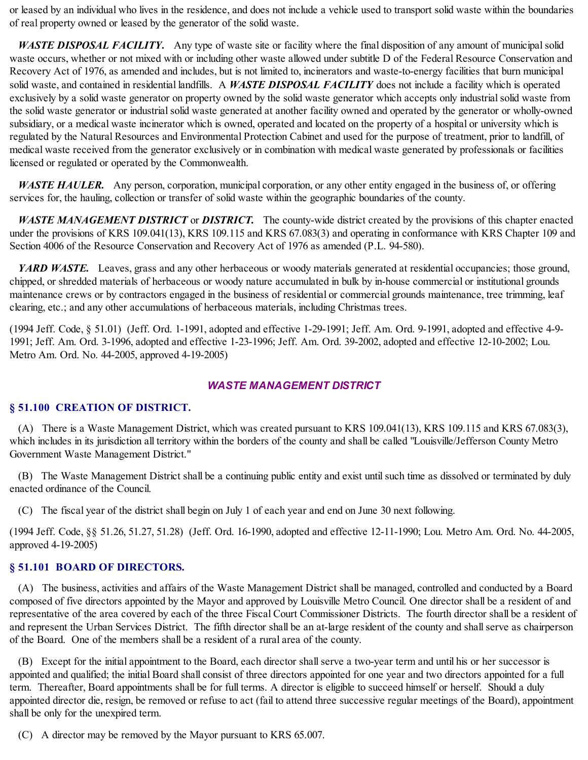or leased by an individual who lives in the residence, and does not include a vehicle used to transport solid waste within the boundaries of real property owned or leased by the generator of the solid waste.

***WASTE DISPOSAL FACILITY.*** Any type of waste site or facility where the final disposition of any amount of municipal solid waste occurs, whether or not mixed with or including other waste allowed under subtitle D of the Federal Resource Conservation and Recovery Act of 1976, as amended and includes, but is not limited to, incinerators and waste-to-energy facilities that burn municipal solid waste, and contained in residential landfills. A ***WASTE DISPOSAL FACILITY*** does not include a facility which is operated exclusively by a solid waste generator on property owned by the solid waste generator which accepts only industrial solid waste from the solid waste generator or industrial solid waste generated at another facility owned and operated by the generator or wholly-owned subsidiary, or a medical waste incinerator which is owned, operated and located on the property of a hospital or university which is regulated by the Natural Resources and Environmental Protection Cabinet and used for the purpose of treatment, prior to landfill, of medical waste received from the generator exclusively or in combination with medical waste generated by professionals or facilities licensed or regulated or operated by the Commonwealth.

***WASTE HAULER.*** Any person, corporation, municipal corporation, or any other entity engaged in the business of, or offering services for, the hauling, collection or transfer of solid waste within the geographic boundaries of the county.

***WASTE MANAGEMENT DISTRICT*** or ***DISTRICT.*** The county-wide district created by the provisions of this chapter enacted under the provisions of KRS 109.041(13), KRS 109.115 and KRS 67.083(3) and operating in conformance with KRS Chapter 109 and Section 4006 of the Resource Conservation and Recovery Act of 1976 as amended (P.L. 94-580).

***YARD WASTE.*** Leaves, grass and any other herbaceous or woody materials generated at residential occupancies; those ground, chipped, or shredded materials of herbaceous or woody nature accumulated in bulk by in-house commercial or institutional grounds maintenance crews or by contractors engaged in the business of residential or commercial grounds maintenance, tree trimming, leaf clearing, etc.; and any other accumulations of herbaceous materials, including Christmas trees.

(1994 Jeff. Code, § 51.01) (Jeff. Ord. 1-1991, adopted and effective 1-29-1991; Jeff. Am. Ord. 9-1991, adopted and effective 4-9-1991; Jeff. Am. Ord. 3-1996, adopted and effective 1-23-1996; Jeff. Am. Ord. 39-2002, adopted and effective 12-10-2002; Lou. Metro Am. Ord. No. 44-2005, approved 4-19-2005)

## *WASTE MANAGEMENT DISTRICT*

### § 51.100 CREATION OF DISTRICT.

(A) There is a Waste Management District, which was created pursuant to KRS 109.041(13), KRS 109.115 and KRS 67.083(3), which includes in its jurisdiction all territory within the borders of the county and shall be called "Louisville/Jefferson County Metro Government Waste Management District."

(B) The Waste Management District shall be a continuing public entity and exist until such time as dissolved or terminated by duly enacted ordinance of the Council.

(C) The fiscal year of the district shall begin on July 1 of each year and end on June 30 next following.

(1994 Jeff. Code, §§ 51.26, 51.27, 51.28) (Jeff. Ord. 16-1990, adopted and effective 12-11-1990; Lou. Metro Am. Ord. No. 44-2005, approved 4-19-2005)

### § 51.101 BOARD OF DIRECTORS.

(A) The business, activities and affairs of the Waste Management District shall be managed, controlled and conducted by a Board composed of five directors appointed by the Mayor and approved by Louisville Metro Council. One director shall be a resident of and representative of the area covered by each of the three Fiscal Court Commissioner Districts. The fourth director shall be a resident of and represent the Urban Services District. The fifth director shall be an at-large resident of the county and shall serve as chairperson of the Board. One of the members shall be a resident of a rural area of the county.

(B) Except for the initial appointment to the Board, each director shall serve a two-year term and until his or her successor is appointed and qualified; the initial Board shall consist of three directors appointed for one year and two directors appointed for a full term. Thereafter, Board appointments shall be for full terms. A director is eligible to succeed himself or herself. Should a duly appointed director die, resign, be removed or refuse to act (fail to attend three successive regular meetings of the Board), appointment shall be only for the unexpired term.

(C) A director may be removed by the Mayor pursuant to KRS 65.007.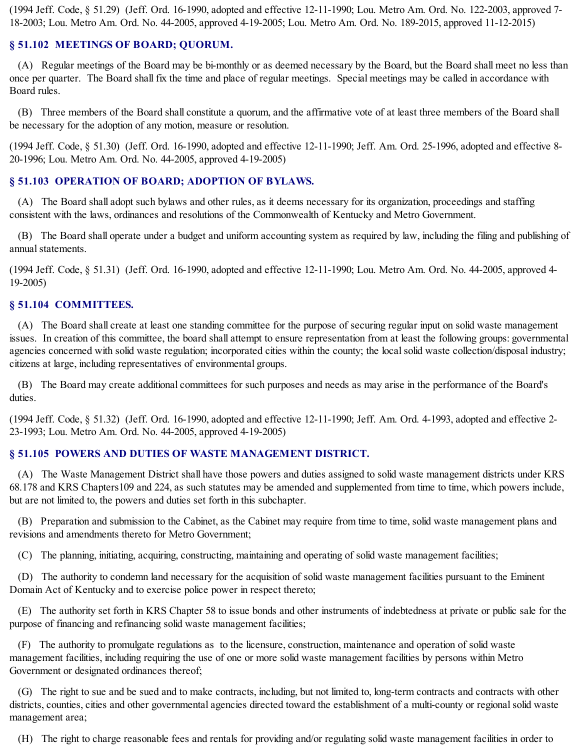(1994 Jeff. Code, § 51.29) (Jeff. Ord. 16-1990, adopted and effective 12-11-1990; Lou. Metro Am. Ord. No. 122-2003, approved 7-18-2003; Lou. Metro Am. Ord. No. 44-2005, approved 4-19-2005; Lou. Metro Am. Ord. No. 189-2015, approved 11-12-2015)

### § 51.102 MEETINGS OF BOARD; QUORUM.

(A) Regular meetings of the Board may be bi-monthly or as deemed necessary by the Board, but the Board shall meet no less than once per quarter. The Board shall fix the time and place of regular meetings. Special meetings may be called in accordance with Board rules.

(B) Three members of the Board shall constitute a quorum, and the affirmative vote of at least three members of the Board shall be necessary for the adoption of any motion, measure or resolution.

(1994 Jeff. Code, § 51.30) (Jeff. Ord. 16-1990, adopted and effective 12-11-1990; Jeff. Am. Ord. 25-1996, adopted and effective 8-20-1996; Lou. Metro Am. Ord. No. 44-2005, approved 4-19-2005)

### § 51.103 OPERATION OF BOARD; ADOPTION OF BYLAWS.

(A) The Board shall adopt such bylaws and other rules, as it deems necessary for its organization, proceedings and staffing consistent with the laws, ordinances and resolutions of the Commonwealth of Kentucky and Metro Government.

(B) The Board shall operate under a budget and uniform accounting system as required by law, including the filing and publishing of annual statements.

(1994 Jeff. Code, § 51.31) (Jeff. Ord. 16-1990, adopted and effective 12-11-1990; Lou. Metro Am. Ord. No. 44-2005, approved 4-19-2005)

### § 51.104 COMMITTEES.

(A) The Board shall create at least one standing committee for the purpose of securing regular input on solid waste management issues. In creation of this committee, the board shall attempt to ensure representation from at least the following groups: governmental agencies concerned with solid waste regulation; incorporated cities within the county; the local solid waste collection/disposal industry; citizens at large, including representatives of environmental groups.

(B) The Board may create additional committees for such purposes and needs as may arise in the performance of the Board's duties.

(1994 Jeff. Code, § 51.32) (Jeff. Ord. 16-1990, adopted and effective 12-11-1990; Jeff. Am. Ord. 4-1993, adopted and effective 2-23-1993; Lou. Metro Am. Ord. No. 44-2005, approved 4-19-2005)

### § 51.105 POWERS AND DUTIES OF WASTE MANAGEMENT DISTRICT.

(A) The Waste Management District shall have those powers and duties assigned to solid waste management districts under KRS 68.178 and KRS Chapters109 and 224, as such statutes may be amended and supplemented from time to time, which powers include, but are not limited to, the powers and duties set forth in this subchapter.

(B) Preparation and submission to the Cabinet, as the Cabinet may require from time to time, solid waste management plans and revisions and amendments thereto for Metro Government;

(C) The planning, initiating, acquiring, constructing, maintaining and operating of solid waste management facilities;

(D) The authority to condemn land necessary for the acquisition of solid waste management facilities pursuant to the Eminent Domain Act of Kentucky and to exercise police power in respect thereto;

(E) The authority set forth in KRS Chapter 58 to issue bonds and other instruments of indebtedness at private or public sale for the purpose of financing and refinancing solid waste management facilities;

(F) The authority to promulgate regulations as to the licensure, construction, maintenance and operation of solid waste management facilities, including requiring the use of one or more solid waste management facilities by persons within Metro Government or designated ordinances thereof;

(G) The right to sue and be sued and to make contracts, including, but not limited to, long-term contracts and contracts with other districts, counties, cities and other governmental agencies directed toward the establishment of a multi-county or regional solid waste management area;

(H) The right to charge reasonable fees and rentals for providing and/or regulating solid waste management facilities in order to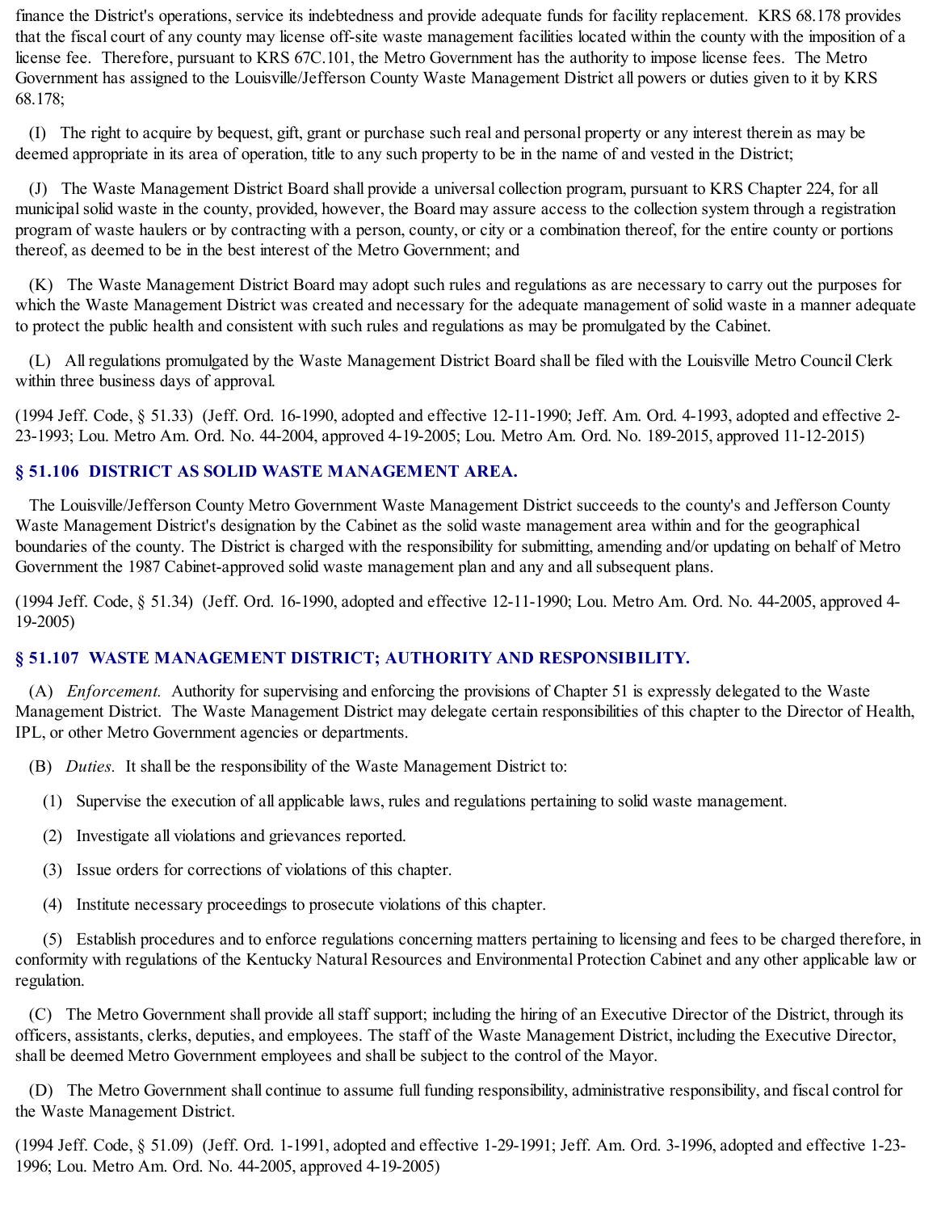finance the District's operations, service its indebtedness and provide adequate funds for facility replacement. KRS 68.178 provides that the fiscal court of any county may license off-site waste management facilities located within the county with the imposition of a license fee. Therefore, pursuant to KRS 67C.101, the Metro Government has the authority to impose license fees. The Metro Government has assigned to the Louisville/Jefferson County Waste Management District all powers or duties given to it by KRS 68.178;

(I) The right to acquire by bequest, gift, grant or purchase such real and personal property or any interest therein as may be deemed appropriate in its area of operation, title to any such property to be in the name of and vested in the District;

(J) The Waste Management District Board shall provide a universal collection program, pursuant to KRS Chapter 224, for all municipal solid waste in the county, provided, however, the Board may assure access to the collection system through a registration program of waste haulers or by contracting with a person, county, or city or a combination thereof, for the entire county or portions thereof, as deemed to be in the best interest of the Metro Government; and

(K) The Waste Management District Board may adopt such rules and regulations as are necessary to carry out the purposes for which the Waste Management District was created and necessary for the adequate management of solid waste in a manner adequate to protect the public health and consistent with such rules and regulations as may be promulgated by the Cabinet.

(L) All regulations promulgated by the Waste Management District Board shall be filed with the Louisville Metro Council Clerk within three business days of approval.

(1994 Jeff. Code, § 51.33) (Jeff. Ord. 16-1990, adopted and effective 12-11-1990; Jeff. Am. Ord. 4-1993, adopted and effective 2-23-1993; Lou. Metro Am. Ord. No. 44-2004, approved 4-19-2005; Lou. Metro Am. Ord. No. 189-2015, approved 11-12-2015)

### § 51.106 DISTRICT AS SOLID WASTE MANAGEMENT AREA.

The Louisville/Jefferson County Metro Government Waste Management District succeeds to the county's and Jefferson County Waste Management District's designation by the Cabinet as the solid waste management area within and for the geographical boundaries of the county. The District is charged with the responsibility for submitting, amending and/or updating on behalf of Metro Government the 1987 Cabinet-approved solid waste management plan and any and all subsequent plans.

(1994 Jeff. Code, § 51.34) (Jeff. Ord. 16-1990, adopted and effective 12-11-1990; Lou. Metro Am. Ord. No. 44-2005, approved 4-19-2005)

### § 51.107 WASTE MANAGEMENT DISTRICT; AUTHORITY AND RESPONSIBILITY.

(A) *Enforcement.* Authority for supervising and enforcing the provisions of Chapter 51 is expressly delegated to the Waste Management District. The Waste Management District may delegate certain responsibilities of this chapter to the Director of Health, IPL, or other Metro Government agencies or departments.

(B) *Duties.* It shall be the responsibility of the Waste Management District to:

(1) Supervise the execution of all applicable laws, rules and regulations pertaining to solid waste management.

(2) Investigate all violations and grievances reported.

(3) Issue orders for corrections of violations of this chapter.

(4) Institute necessary proceedings to prosecute violations of this chapter.

(5) Establish procedures and to enforce regulations concerning matters pertaining to licensing and fees to be charged therefore, in conformity with regulations of the Kentucky Natural Resources and Environmental Protection Cabinet and any other applicable law or regulation.

(C) The Metro Government shall provide all staff support; including the hiring of an Executive Director of the District, through its officers, assistants, clerks, deputies, and employees. The staff of the Waste Management District, including the Executive Director, shall be deemed Metro Government employees and shall be subject to the control of the Mayor.

(D) The Metro Government shall continue to assume full funding responsibility, administrative responsibility, and fiscal control for the Waste Management District.

(1994 Jeff. Code, § 51.09) (Jeff. Ord. 1-1991, adopted and effective 1-29-1991; Jeff. Am. Ord. 3-1996, adopted and effective 1-23-1996; Lou. Metro Am. Ord. No. 44-2005, approved 4-19-2005)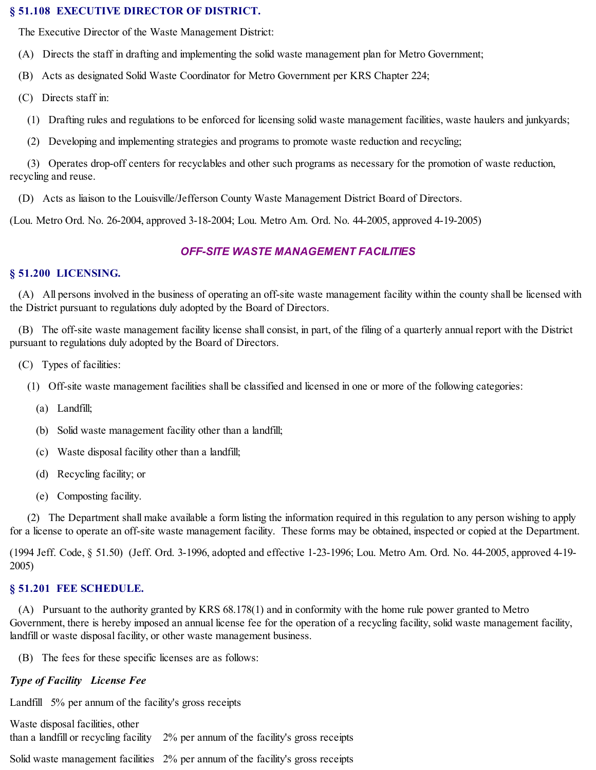### § 51.108 EXECUTIVE DIRECTOR OF DISTRICT.

The Executive Director of the Waste Management District:

(A) Directs the staff in drafting and implementing the solid waste management plan for Metro Government;

(B) Acts as designated Solid Waste Coordinator for Metro Government per KRS Chapter 224;

(C) Directs staff in:

(1) Drafting rules and regulations to be enforced for licensing solid waste management facilities, waste haulers and junkyards;

(2) Developing and implementing strategies and programs to promote waste reduction and recycling;

(3) Operates drop-off centers for recyclables and other such programs as necessary for the promotion of waste reduction, recycling and reuse.

(D) Acts as liaison to the Louisville/Jefferson County Waste Management District Board of Directors.

(Lou. Metro Ord. No. 26-2004, approved 3-18-2004; Lou. Metro Am. Ord. No. 44-2005, approved 4-19-2005)

## *OFF-SITE WASTE MANAGEMENT FACILITIES*

### § 51.200 LICENSING.

(A) All persons involved in the business of operating an off-site waste management facility within the county shall be licensed with the District pursuant to regulations duly adopted by the Board of Directors.

(B) The off-site waste management facility license shall consist, in part, of the filing of a quarterly annual report with the District pursuant to regulations duly adopted by the Board of Directors.

(C) Types of facilities:

(1) Off-site waste management facilities shall be classified and licensed in one or more of the following categories:

(a) Landfill;

(b) Solid waste management facility other than a landfill;

(c) Waste disposal facility other than a landfill;

(d) Recycling facility; or

(e) Composting facility.

(2) The Department shall make available a form listing the information required in this regulation to any person wishing to apply for a license to operate an off-site waste management facility. These forms may be obtained, inspected or copied at the Department.

(1994 Jeff. Code, § 51.50) (Jeff. Ord. 3-1996, adopted and effective 1-23-1996; Lou. Metro Am. Ord. No. 44-2005, approved 4-19-2005)

### § 51.201 FEE SCHEDULE.

(A) Pursuant to the authority granted by KRS 68.178(1) and in conformity with the home rule power granted to Metro Government, there is hereby imposed an annual license fee for the operation of a recycling facility, solid waste management facility, landfill or waste disposal facility, or other waste management business.

(B) The fees for these specific licenses are as follows:

| *Type of Facility* | *License Fee* |
|---|---|
| Landfill | 5% per annum of the facility's gross receipts |
| Waste disposal facilities, other than a landfill or recycling facility | 2% per annum of the facility's gross receipts |
| Solid waste management facilities | 2% per annum of the facility's gross receipts |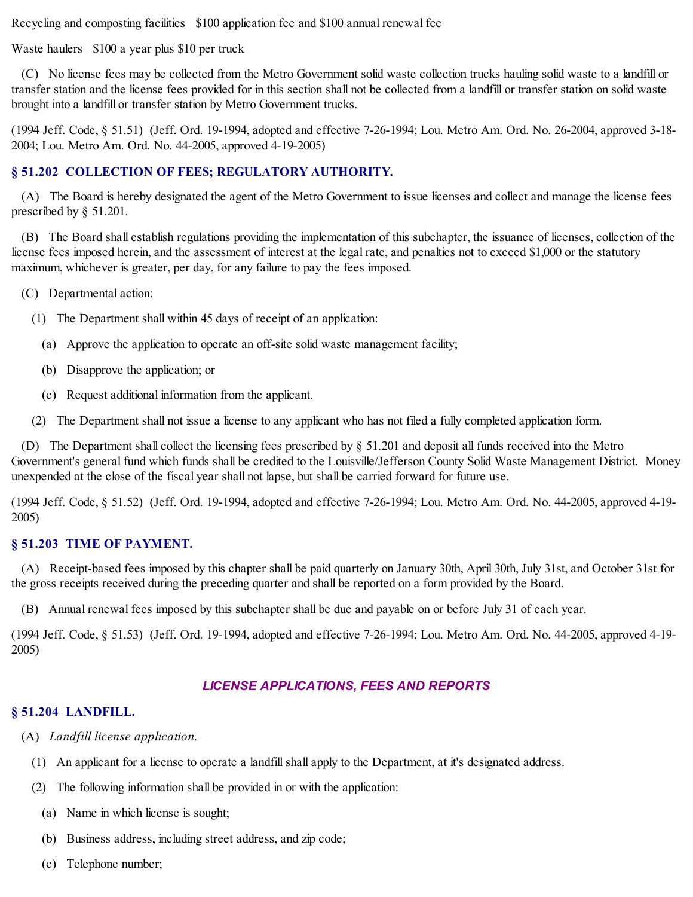Recycling and composting facilities   $100 application fee and $100 annual renewal fee

Waste haulers   $100 a year plus $10 per truck

(C) No license fees may be collected from the Metro Government solid waste collection trucks hauling solid waste to a landfill or transfer station and the license fees provided for in this section shall not be collected from a landfill or transfer station on solid waste brought into a landfill or transfer station by Metro Government trucks.

(1994 Jeff. Code, § 51.51) (Jeff. Ord. 19-1994, adopted and effective 7-26-1994; Lou. Metro Am. Ord. No. 26-2004, approved 3-18-2004; Lou. Metro Am. Ord. No. 44-2005, approved 4-19-2005)

### § 51.202 COLLECTION OF FEES; REGULATORY AUTHORITY.

(A) The Board is hereby designated the agent of the Metro Government to issue licenses and collect and manage the license fees prescribed by § 51.201.

(B) The Board shall establish regulations providing the implementation of this subchapter, the issuance of licenses, collection of the license fees imposed herein, and the assessment of interest at the legal rate, and penalties not to exceed $1,000 or the statutory maximum, whichever is greater, per day, for any failure to pay the fees imposed.

(C) Departmental action:

(1) The Department shall within 45 days of receipt of an application:

(a) Approve the application to operate an off-site solid waste management facility;

(b) Disapprove the application; or

(c) Request additional information from the applicant.

(2) The Department shall not issue a license to any applicant who has not filed a fully completed application form.

(D) The Department shall collect the licensing fees prescribed by § 51.201 and deposit all funds received into the Metro Government's general fund which funds shall be credited to the Louisville/Jefferson County Solid Waste Management District. Money unexpended at the close of the fiscal year shall not lapse, but shall be carried forward for future use.

(1994 Jeff. Code, § 51.52) (Jeff. Ord. 19-1994, adopted and effective 7-26-1994; Lou. Metro Am. Ord. No. 44-2005, approved 4-19-2005)

### § 51.203 TIME OF PAYMENT.

(A) Receipt-based fees imposed by this chapter shall be paid quarterly on January 30th, April 30th, July 31st, and October 31st for the gross receipts received during the preceding quarter and shall be reported on a form provided by the Board.

(B) Annual renewal fees imposed by this subchapter shall be due and payable on or before July 31 of each year.

(1994 Jeff. Code, § 51.53) (Jeff. Ord. 19-1994, adopted and effective 7-26-1994; Lou. Metro Am. Ord. No. 44-2005, approved 4-19-2005)

## *LICENSE APPLICATIONS, FEES AND REPORTS*

### § 51.204 LANDFILL.

(A) *Landfill license application.*

(1) An applicant for a license to operate a landfill shall apply to the Department, at it's designated address.

(2) The following information shall be provided in or with the application:

(a) Name in which license is sought;

(b) Business address, including street address, and zip code;

(c) Telephone number;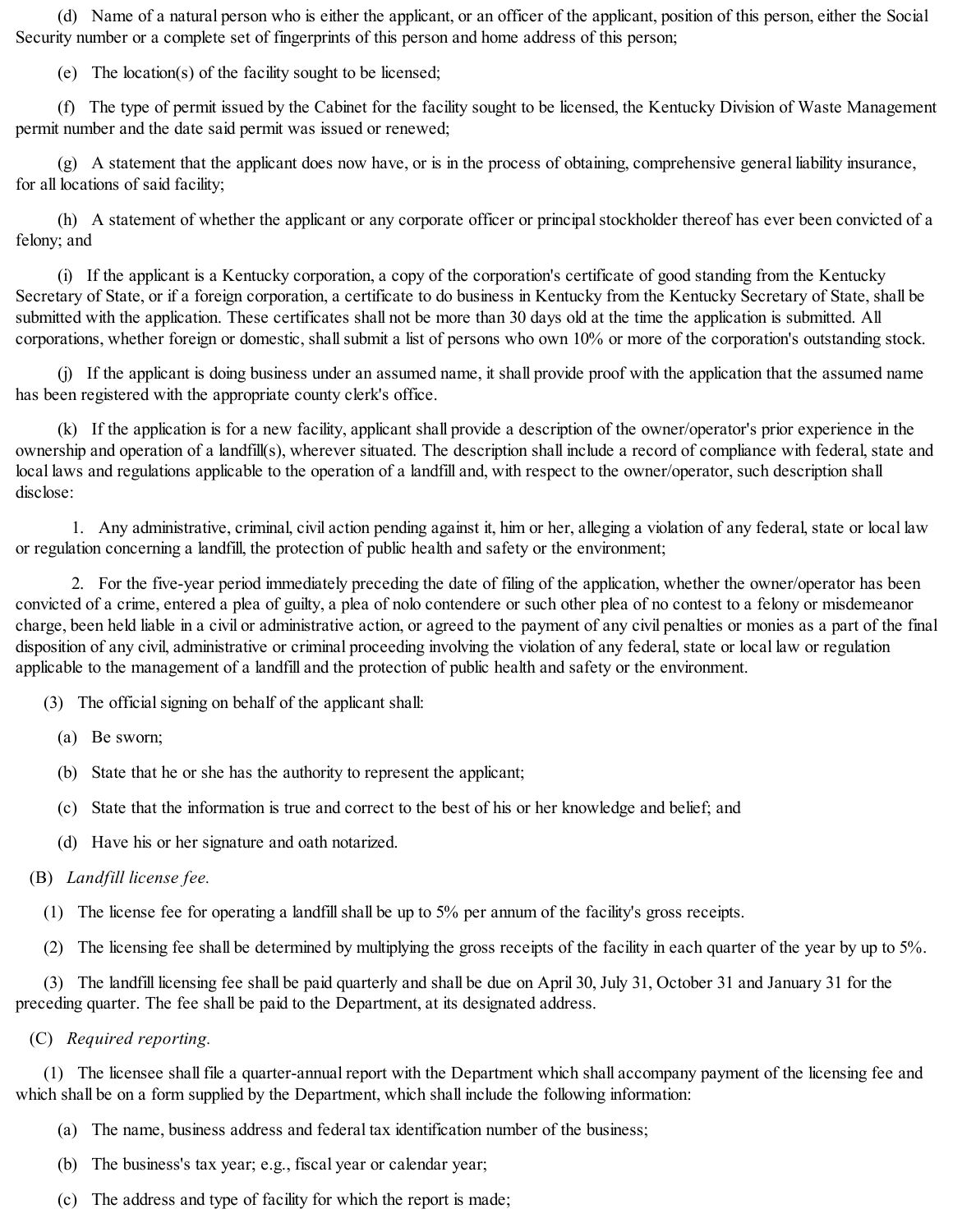(d) Name of a natural person who is either the applicant, or an officer of the applicant, position of this person, either the Social Security number or a complete set of fingerprints of this person and home address of this person;

(e) The location(s) of the facility sought to be licensed;

(f) The type of permit issued by the Cabinet for the facility sought to be licensed, the Kentucky Division of Waste Management permit number and the date said permit was issued or renewed;

(g) A statement that the applicant does now have, or is in the process of obtaining, comprehensive general liability insurance, for all locations of said facility;

(h) A statement of whether the applicant or any corporate officer or principal stockholder thereof has ever been convicted of a felony; and

(i) If the applicant is a Kentucky corporation, a copy of the corporation's certificate of good standing from the Kentucky Secretary of State, or if a foreign corporation, a certificate to do business in Kentucky from the Kentucky Secretary of State, shall be submitted with the application. These certificates shall not be more than 30 days old at the time the application is submitted. All corporations, whether foreign or domestic, shall submit a list of persons who own 10% or more of the corporation's outstanding stock.

(j) If the applicant is doing business under an assumed name, it shall provide proof with the application that the assumed name has been registered with the appropriate county clerk's office.

(k) If the application is for a new facility, applicant shall provide a description of the owner/operator's prior experience in the ownership and operation of a landfill(s), wherever situated. The description shall include a record of compliance with federal, state and local laws and regulations applicable to the operation of a landfill and, with respect to the owner/operator, such description shall disclose:

1. Any administrative, criminal, civil action pending against it, him or her, alleging a violation of any federal, state or local law or regulation concerning a landfill, the protection of public health and safety or the environment;

2. For the five-year period immediately preceding the date of filing of the application, whether the owner/operator has been convicted of a crime, entered a plea of guilty, a plea of nolo contendere or such other plea of no contest to a felony or misdemeanor charge, been held liable in a civil or administrative action, or agreed to the payment of any civil penalties or monies as a part of the final disposition of any civil, administrative or criminal proceeding involving the violation of any federal, state or local law or regulation applicable to the management of a landfill and the protection of public health and safety or the environment.

(3) The official signing on behalf of the applicant shall:

(a) Be sworn;

(b) State that he or she has the authority to represent the applicant;

(c) State that the information is true and correct to the best of his or her knowledge and belief; and

(d) Have his or her signature and oath notarized.

(B) *Landfill license fee.*

(1) The license fee for operating a landfill shall be up to 5% per annum of the facility's gross receipts.

(2) The licensing fee shall be determined by multiplying the gross receipts of the facility in each quarter of the year by up to 5%.

(3) The landfill licensing fee shall be paid quarterly and shall be due on April 30, July 31, October 31 and January 31 for the preceding quarter. The fee shall be paid to the Department, at its designated address.

(C) *Required reporting.*

(1) The licensee shall file a quarter-annual report with the Department which shall accompany payment of the licensing fee and which shall be on a form supplied by the Department, which shall include the following information:

(a) The name, business address and federal tax identification number of the business;

(b) The business's tax year; e.g., fiscal year or calendar year;

(c) The address and type of facility for which the report is made;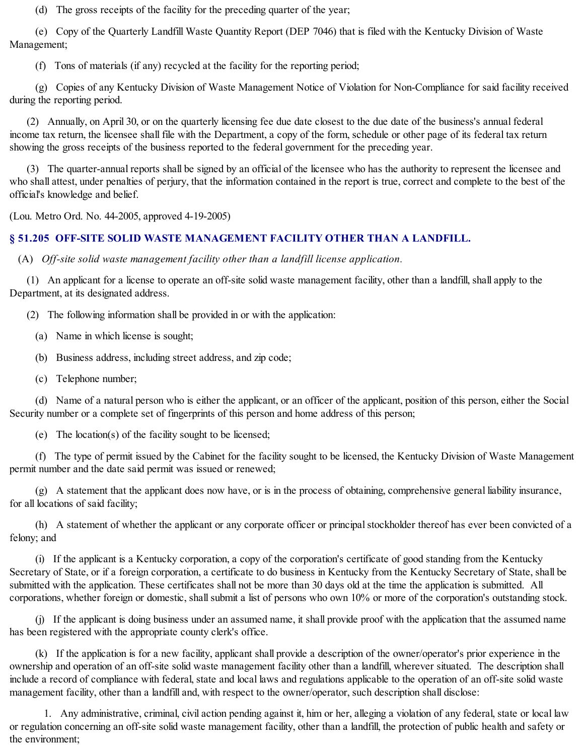(d) The gross receipts of the facility for the preceding quarter of the year;

(e) Copy of the Quarterly Landfill Waste Quantity Report (DEP 7046) that is filed with the Kentucky Division of Waste Management;

(f) Tons of materials (if any) recycled at the facility for the reporting period;

(g) Copies of any Kentucky Division of Waste Management Notice of Violation for Non-Compliance for said facility received during the reporting period.

(2) Annually, on April 30, or on the quarterly licensing fee due date closest to the due date of the business's annual federal income tax return, the licensee shall file with the Department, a copy of the form, schedule or other page of its federal tax return showing the gross receipts of the business reported to the federal government for the preceding year.

(3) The quarter-annual reports shall be signed by an official of the licensee who has the authority to represent the licensee and who shall attest, under penalties of perjury, that the information contained in the report is true, correct and complete to the best of the official's knowledge and belief.

(Lou. Metro Ord. No. 44-2005, approved 4-19-2005)

### § 51.205 OFF-SITE SOLID WASTE MANAGEMENT FACILITY OTHER THAN A LANDFILL.

(A) *Off-site solid waste management facility other than a landfill license application.*

(1) An applicant for a license to operate an off-site solid waste management facility, other than a landfill, shall apply to the Department, at its designated address.

(2) The following information shall be provided in or with the application:

(a) Name in which license is sought;

(b) Business address, including street address, and zip code;

(c) Telephone number;

(d) Name of a natural person who is either the applicant, or an officer of the applicant, position of this person, either the Social Security number or a complete set of fingerprints of this person and home address of this person;

(e) The location(s) of the facility sought to be licensed;

(f) The type of permit issued by the Cabinet for the facility sought to be licensed, the Kentucky Division of Waste Management permit number and the date said permit was issued or renewed;

(g) A statement that the applicant does now have, or is in the process of obtaining, comprehensive general liability insurance, for all locations of said facility;

(h) A statement of whether the applicant or any corporate officer or principal stockholder thereof has ever been convicted of a felony; and

(i) If the applicant is a Kentucky corporation, a copy of the corporation's certificate of good standing from the Kentucky Secretary of State, or if a foreign corporation, a certificate to do business in Kentucky from the Kentucky Secretary of State, shall be submitted with the application. These certificates shall not be more than 30 days old at the time the application is submitted. All corporations, whether foreign or domestic, shall submit a list of persons who own 10% or more of the corporation's outstanding stock.

(j) If the applicant is doing business under an assumed name, it shall provide proof with the application that the assumed name has been registered with the appropriate county clerk's office.

(k) If the application is for a new facility, applicant shall provide a description of the owner/operator's prior experience in the ownership and operation of an off-site solid waste management facility other than a landfill, wherever situated. The description shall include a record of compliance with federal, state and local laws and regulations applicable to the operation of an off-site solid waste management facility, other than a landfill and, with respect to the owner/operator, such description shall disclose:

1. Any administrative, criminal, civil action pending against it, him or her, alleging a violation of any federal, state or local law or regulation concerning an off-site solid waste management facility, other than a landfill, the protection of public health and safety or the environment;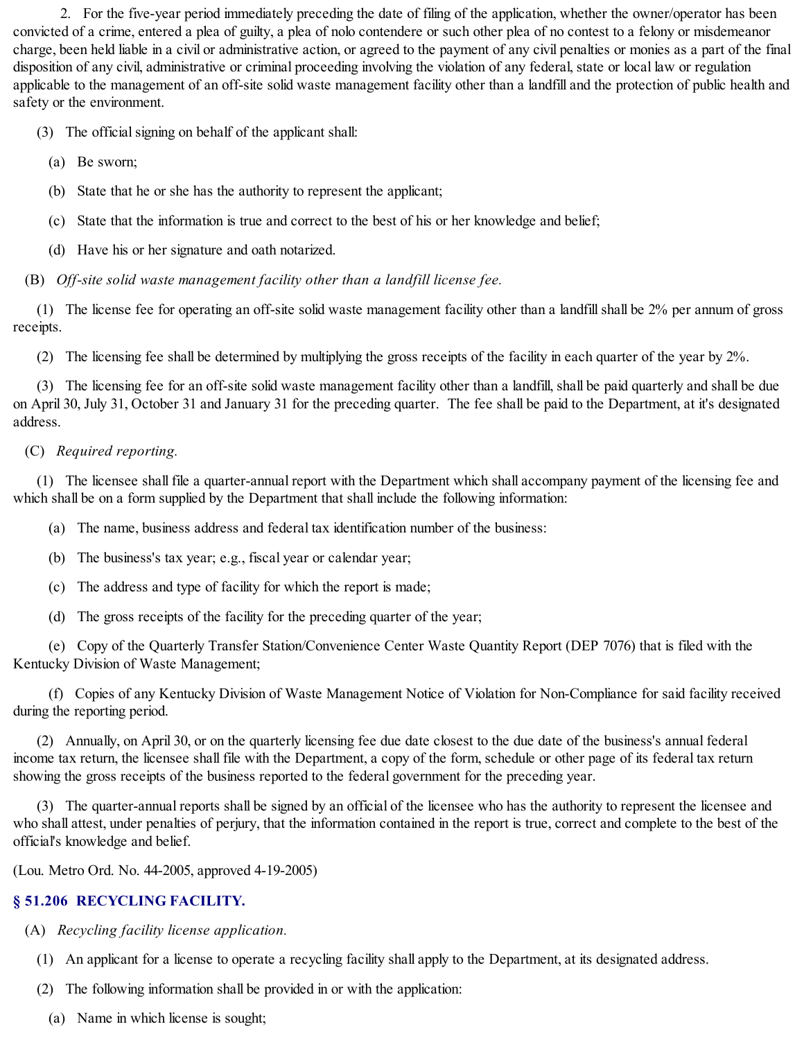2. For the five-year period immediately preceding the date of filing of the application, whether the owner/operator has been convicted of a crime, entered a plea of guilty, a plea of nolo contendere or such other plea of no contest to a felony or misdemeanor charge, been held liable in a civil or administrative action, or agreed to the payment of any civil penalties or monies as a part of the final disposition of any civil, administrative or criminal proceeding involving the violation of any federal, state or local law or regulation applicable to the management of an off-site solid waste management facility other than a landfill and the protection of public health and safety or the environment.

(3) The official signing on behalf of the applicant shall:

(a) Be sworn;

(b) State that he or she has the authority to represent the applicant;

(c) State that the information is true and correct to the best of his or her knowledge and belief;

(d) Have his or her signature and oath notarized.

(B) *Off-site solid waste management facility other than a landfill license fee.*

(1) The license fee for operating an off-site solid waste management facility other than a landfill shall be 2% per annum of gross receipts.

(2) The licensing fee shall be determined by multiplying the gross receipts of the facility in each quarter of the year by 2%.

(3) The licensing fee for an off-site solid waste management facility other than a landfill, shall be paid quarterly and shall be due on April 30, July 31, October 31 and January 31 for the preceding quarter. The fee shall be paid to the Department, at it's designated address.

(C) *Required reporting.*

(1) The licensee shall file a quarter-annual report with the Department which shall accompany payment of the licensing fee and which shall be on a form supplied by the Department that shall include the following information:

(a) The name, business address and federal tax identification number of the business:

(b) The business's tax year; e.g., fiscal year or calendar year;

(c) The address and type of facility for which the report is made;

(d) The gross receipts of the facility for the preceding quarter of the year;

(e) Copy of the Quarterly Transfer Station/Convenience Center Waste Quantity Report (DEP 7076) that is filed with the Kentucky Division of Waste Management;

(f) Copies of any Kentucky Division of Waste Management Notice of Violation for Non-Compliance for said facility received during the reporting period.

(2) Annually, on April 30, or on the quarterly licensing fee due date closest to the due date of the business's annual federal income tax return, the licensee shall file with the Department, a copy of the form, schedule or other page of its federal tax return showing the gross receipts of the business reported to the federal government for the preceding year.

(3) The quarter-annual reports shall be signed by an official of the licensee who has the authority to represent the licensee and who shall attest, under penalties of perjury, that the information contained in the report is true, correct and complete to the best of the official's knowledge and belief.

(Lou. Metro Ord. No. 44-2005, approved 4-19-2005)

## § 51.206 RECYCLING FACILITY.

(A) *Recycling facility license application.*

(1) An applicant for a license to operate a recycling facility shall apply to the Department, at its designated address.

(2) The following information shall be provided in or with the application:

(a) Name in which license is sought;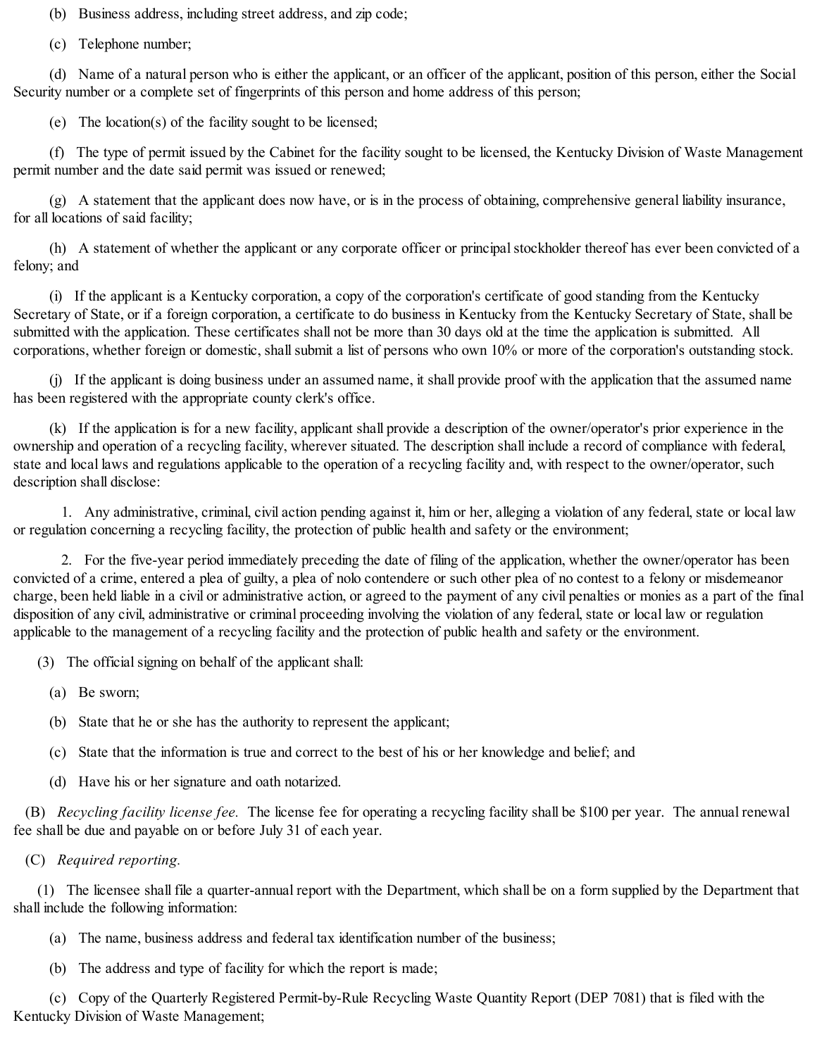(b) Business address, including street address, and zip code;

(c) Telephone number;

(d) Name of a natural person who is either the applicant, or an officer of the applicant, position of this person, either the Social Security number or a complete set of fingerprints of this person and home address of this person;

(e) The location(s) of the facility sought to be licensed;

(f) The type of permit issued by the Cabinet for the facility sought to be licensed, the Kentucky Division of Waste Management permit number and the date said permit was issued or renewed;

(g) A statement that the applicant does now have, or is in the process of obtaining, comprehensive general liability insurance, for all locations of said facility;

(h) A statement of whether the applicant or any corporate officer or principal stockholder thereof has ever been convicted of a felony; and

(i) If the applicant is a Kentucky corporation, a copy of the corporation's certificate of good standing from the Kentucky Secretary of State, or if a foreign corporation, a certificate to do business in Kentucky from the Kentucky Secretary of State, shall be submitted with the application. These certificates shall not be more than 30 days old at the time the application is submitted. All corporations, whether foreign or domestic, shall submit a list of persons who own 10% or more of the corporation's outstanding stock.

(j) If the applicant is doing business under an assumed name, it shall provide proof with the application that the assumed name has been registered with the appropriate county clerk's office.

(k) If the application is for a new facility, applicant shall provide a description of the owner/operator's prior experience in the ownership and operation of a recycling facility, wherever situated. The description shall include a record of compliance with federal, state and local laws and regulations applicable to the operation of a recycling facility and, with respect to the owner/operator, such description shall disclose:

1. Any administrative, criminal, civil action pending against it, him or her, alleging a violation of any federal, state or local law or regulation concerning a recycling facility, the protection of public health and safety or the environment;

2. For the five-year period immediately preceding the date of filing of the application, whether the owner/operator has been convicted of a crime, entered a plea of guilty, a plea of nolo contendere or such other plea of no contest to a felony or misdemeanor charge, been held liable in a civil or administrative action, or agreed to the payment of any civil penalties or monies as a part of the final disposition of any civil, administrative or criminal proceeding involving the violation of any federal, state or local law or regulation applicable to the management of a recycling facility and the protection of public health and safety or the environment.

(3) The official signing on behalf of the applicant shall:

(a) Be sworn;

(b) State that he or she has the authority to represent the applicant;

(c) State that the information is true and correct to the best of his or her knowledge and belief; and

(d) Have his or her signature and oath notarized.

(B) *Recycling facility license fee.* The license fee for operating a recycling facility shall be $100 per year. The annual renewal fee shall be due and payable on or before July 31 of each year.

(C) *Required reporting.*

(1) The licensee shall file a quarter-annual report with the Department, which shall be on a form supplied by the Department that shall include the following information:

(a) The name, business address and federal tax identification number of the business;

(b) The address and type of facility for which the report is made;

(c) Copy of the Quarterly Registered Permit-by-Rule Recycling Waste Quantity Report (DEP 7081) that is filed with the Kentucky Division of Waste Management;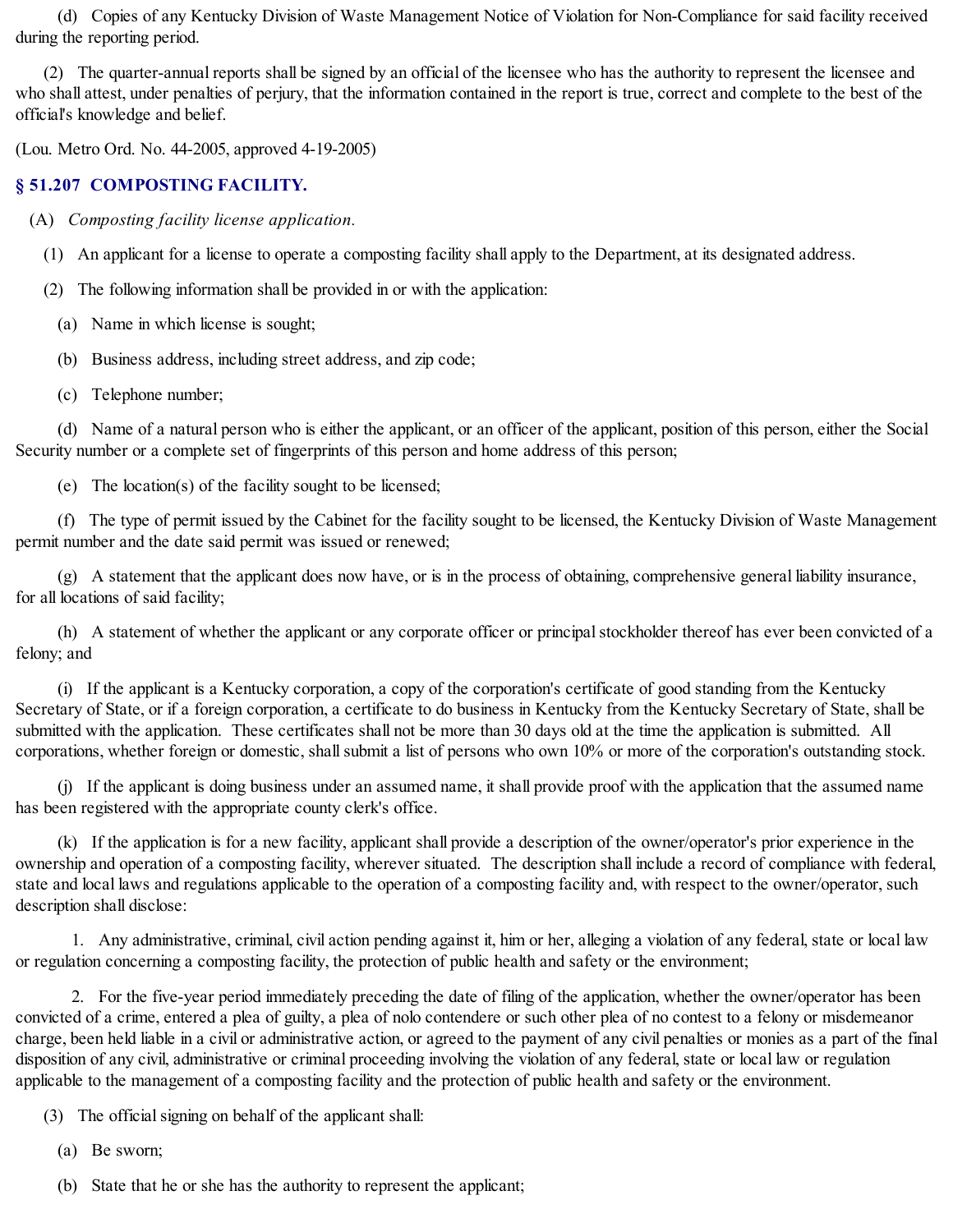(d) Copies of any Kentucky Division of Waste Management Notice of Violation for Non-Compliance for said facility received during the reporting period.

(2) The quarter-annual reports shall be signed by an official of the licensee who has the authority to represent the licensee and who shall attest, under penalties of perjury, that the information contained in the report is true, correct and complete to the best of the official's knowledge and belief.

(Lou. Metro Ord. No. 44-2005, approved 4-19-2005)

### § 51.207 COMPOSTING FACILITY.

(A) *Composting facility license application.*

(1) An applicant for a license to operate a composting facility shall apply to the Department, at its designated address.

(2) The following information shall be provided in or with the application:

(a) Name in which license is sought;

(b) Business address, including street address, and zip code;

(c) Telephone number;

(d) Name of a natural person who is either the applicant, or an officer of the applicant, position of this person, either the Social Security number or a complete set of fingerprints of this person and home address of this person;

(e) The location(s) of the facility sought to be licensed;

(f) The type of permit issued by the Cabinet for the facility sought to be licensed, the Kentucky Division of Waste Management permit number and the date said permit was issued or renewed;

(g) A statement that the applicant does now have, or is in the process of obtaining, comprehensive general liability insurance, for all locations of said facility;

(h) A statement of whether the applicant or any corporate officer or principal stockholder thereof has ever been convicted of a felony; and

(i) If the applicant is a Kentucky corporation, a copy of the corporation's certificate of good standing from the Kentucky Secretary of State, or if a foreign corporation, a certificate to do business in Kentucky from the Kentucky Secretary of State, shall be submitted with the application. These certificates shall not be more than 30 days old at the time the application is submitted. All corporations, whether foreign or domestic, shall submit a list of persons who own 10% or more of the corporation's outstanding stock.

(j) If the applicant is doing business under an assumed name, it shall provide proof with the application that the assumed name has been registered with the appropriate county clerk's office.

(k) If the application is for a new facility, applicant shall provide a description of the owner/operator's prior experience in the ownership and operation of a composting facility, wherever situated. The description shall include a record of compliance with federal, state and local laws and regulations applicable to the operation of a composting facility and, with respect to the owner/operator, such description shall disclose:

1. Any administrative, criminal, civil action pending against it, him or her, alleging a violation of any federal, state or local law or regulation concerning a composting facility, the protection of public health and safety or the environment;

2. For the five-year period immediately preceding the date of filing of the application, whether the owner/operator has been convicted of a crime, entered a plea of guilty, a plea of nolo contendere or such other plea of no contest to a felony or misdemeanor charge, been held liable in a civil or administrative action, or agreed to the payment of any civil penalties or monies as a part of the final disposition of any civil, administrative or criminal proceeding involving the violation of any federal, state or local law or regulation applicable to the management of a composting facility and the protection of public health and safety or the environment.

(3) The official signing on behalf of the applicant shall:

(a) Be sworn;

(b) State that he or she has the authority to represent the applicant;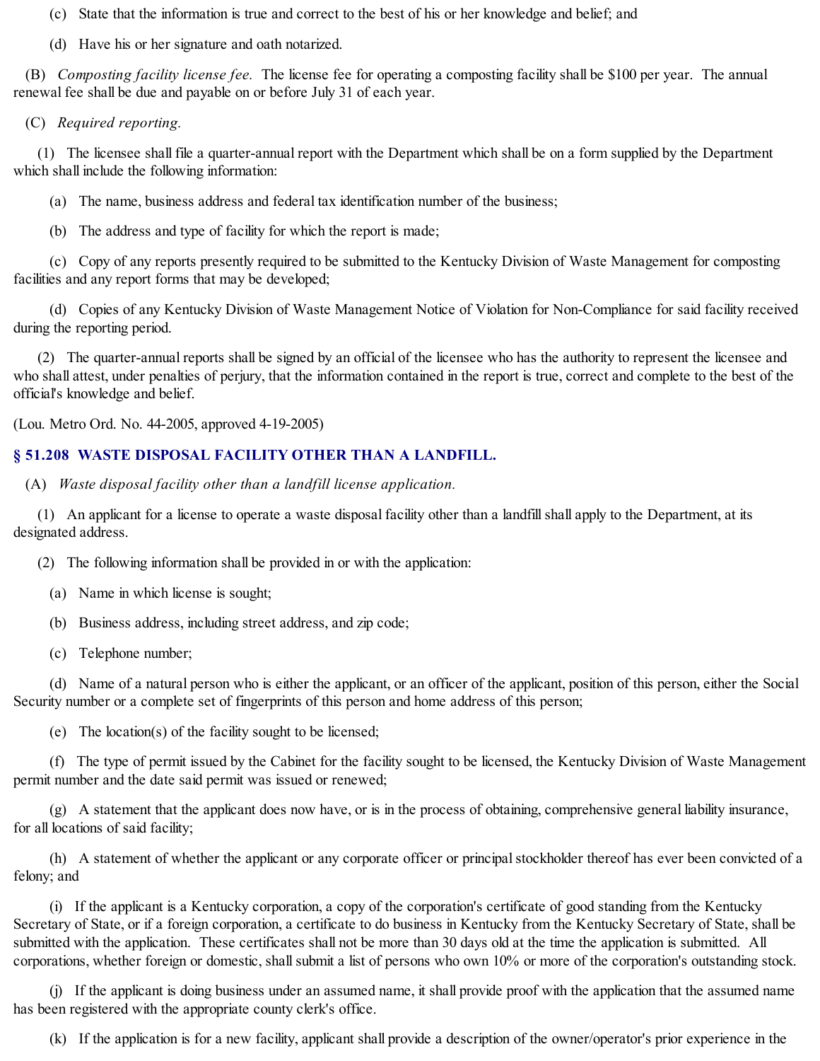(c) State that the information is true and correct to the best of his or her knowledge and belief; and

(d) Have his or her signature and oath notarized.

(B) *Composting facility license fee.* The license fee for operating a composting facility shall be $100 per year. The annual renewal fee shall be due and payable on or before July 31 of each year.

(C) *Required reporting.*

(1) The licensee shall file a quarter-annual report with the Department which shall be on a form supplied by the Department which shall include the following information:

(a) The name, business address and federal tax identification number of the business;

(b) The address and type of facility for which the report is made;

(c) Copy of any reports presently required to be submitted to the Kentucky Division of Waste Management for composting facilities and any report forms that may be developed;

(d) Copies of any Kentucky Division of Waste Management Notice of Violation for Non-Compliance for said facility received during the reporting period.

(2) The quarter-annual reports shall be signed by an official of the licensee who has the authority to represent the licensee and who shall attest, under penalties of perjury, that the information contained in the report is true, correct and complete to the best of the official's knowledge and belief.

(Lou. Metro Ord. No. 44-2005, approved 4-19-2005)

## § 51.208 WASTE DISPOSAL FACILITY OTHER THAN A LANDFILL.

(A) *Waste disposal facility other than a landfill license application.*

(1) An applicant for a license to operate a waste disposal facility other than a landfill shall apply to the Department, at its designated address.

(2) The following information shall be provided in or with the application:

(a) Name in which license is sought;

(b) Business address, including street address, and zip code;

(c) Telephone number;

(d) Name of a natural person who is either the applicant, or an officer of the applicant, position of this person, either the Social Security number or a complete set of fingerprints of this person and home address of this person;

(e) The location(s) of the facility sought to be licensed;

(f) The type of permit issued by the Cabinet for the facility sought to be licensed, the Kentucky Division of Waste Management permit number and the date said permit was issued or renewed;

(g) A statement that the applicant does now have, or is in the process of obtaining, comprehensive general liability insurance, for all locations of said facility;

(h) A statement of whether the applicant or any corporate officer or principal stockholder thereof has ever been convicted of a felony; and

(i) If the applicant is a Kentucky corporation, a copy of the corporation's certificate of good standing from the Kentucky Secretary of State, or if a foreign corporation, a certificate to do business in Kentucky from the Kentucky Secretary of State, shall be submitted with the application. These certificates shall not be more than 30 days old at the time the application is submitted. All corporations, whether foreign or domestic, shall submit a list of persons who own 10% or more of the corporation's outstanding stock.

(j) If the applicant is doing business under an assumed name, it shall provide proof with the application that the assumed name has been registered with the appropriate county clerk's office.

(k) If the application is for a new facility, applicant shall provide a description of the owner/operator's prior experience in the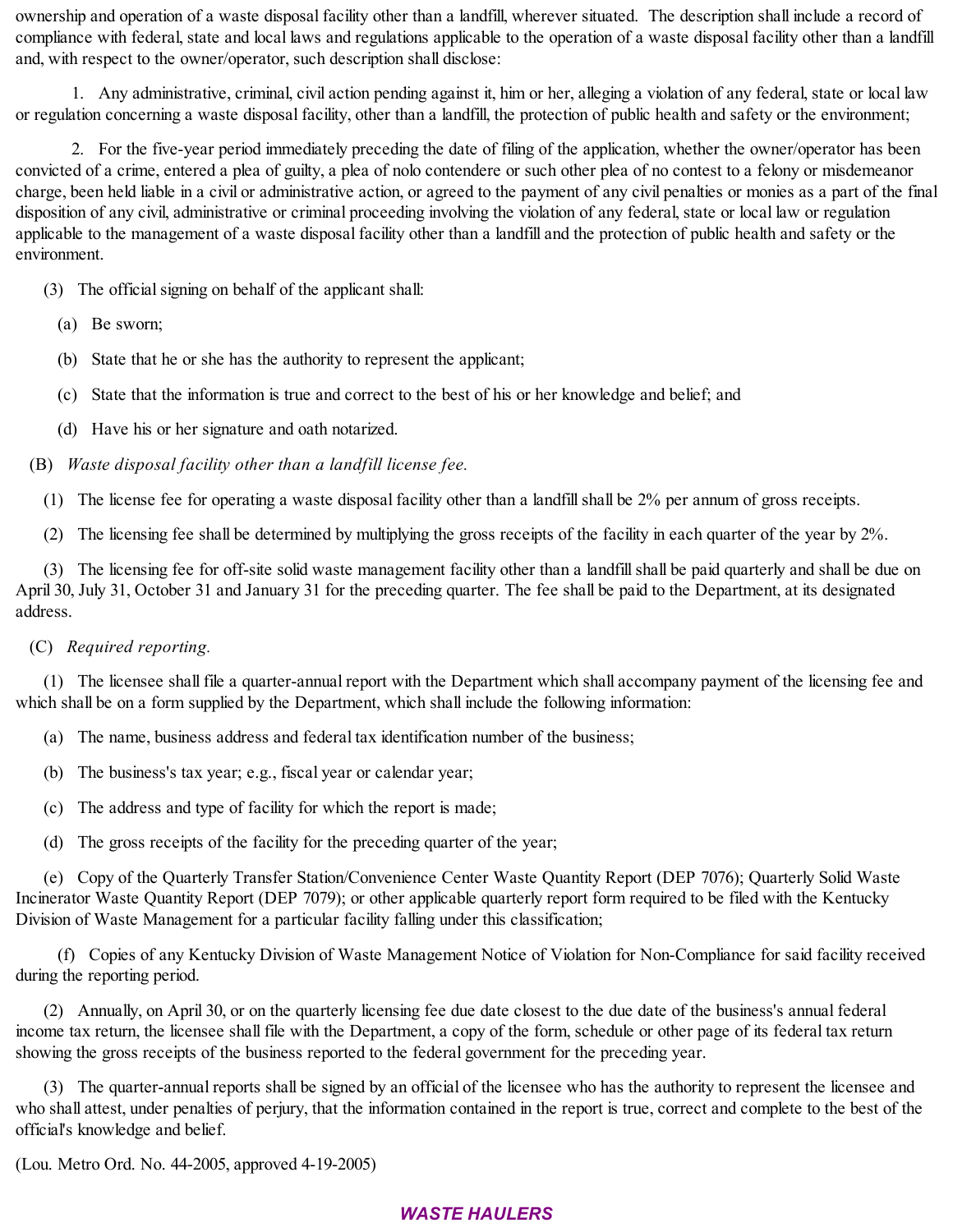ownership and operation of a waste disposal facility other than a landfill, wherever situated. The description shall include a record of compliance with federal, state and local laws and regulations applicable to the operation of a waste disposal facility other than a landfill and, with respect to the owner/operator, such description shall disclose:

1. Any administrative, criminal, civil action pending against it, him or her, alleging a violation of any federal, state or local law or regulation concerning a waste disposal facility, other than a landfill, the protection of public health and safety or the environment;

2. For the five-year period immediately preceding the date of filing of the application, whether the owner/operator has been convicted of a crime, entered a plea of guilty, a plea of nolo contendere or such other plea of no contest to a felony or misdemeanor charge, been held liable in a civil or administrative action, or agreed to the payment of any civil penalties or monies as a part of the final disposition of any civil, administrative or criminal proceeding involving the violation of any federal, state or local law or regulation applicable to the management of a waste disposal facility other than a landfill and the protection of public health and safety or the environment.

(3) The official signing on behalf of the applicant shall:

(a) Be sworn;

(b) State that he or she has the authority to represent the applicant;

(c) State that the information is true and correct to the best of his or her knowledge and belief; and

(d) Have his or her signature and oath notarized.

(B) *Waste disposal facility other than a landfill license fee.*

(1) The license fee for operating a waste disposal facility other than a landfill shall be 2% per annum of gross receipts.

(2) The licensing fee shall be determined by multiplying the gross receipts of the facility in each quarter of the year by 2%.

(3) The licensing fee for off-site solid waste management facility other than a landfill shall be paid quarterly and shall be due on April 30, July 31, October 31 and January 31 for the preceding quarter. The fee shall be paid to the Department, at its designated address.

(C) *Required reporting.*

(1) The licensee shall file a quarter-annual report with the Department which shall accompany payment of the licensing fee and which shall be on a form supplied by the Department, which shall include the following information:

(a) The name, business address and federal tax identification number of the business;

(b) The business's tax year; e.g., fiscal year or calendar year;

(c) The address and type of facility for which the report is made;

(d) The gross receipts of the facility for the preceding quarter of the year;

(e) Copy of the Quarterly Transfer Station/Convenience Center Waste Quantity Report (DEP 7076); Quarterly Solid Waste Incinerator Waste Quantity Report (DEP 7079); or other applicable quarterly report form required to be filed with the Kentucky Division of Waste Management for a particular facility falling under this classification;

(f) Copies of any Kentucky Division of Waste Management Notice of Violation for Non-Compliance for said facility received during the reporting period.

(2) Annually, on April 30, or on the quarterly licensing fee due date closest to the due date of the business's annual federal income tax return, the licensee shall file with the Department, a copy of the form, schedule or other page of its federal tax return showing the gross receipts of the business reported to the federal government for the preceding year.

(3) The quarter-annual reports shall be signed by an official of the licensee who has the authority to represent the licensee and who shall attest, under penalties of perjury, that the information contained in the report is true, correct and complete to the best of the official's knowledge and belief.

(Lou. Metro Ord. No. 44-2005, approved 4-19-2005)

## *WASTE HAULERS*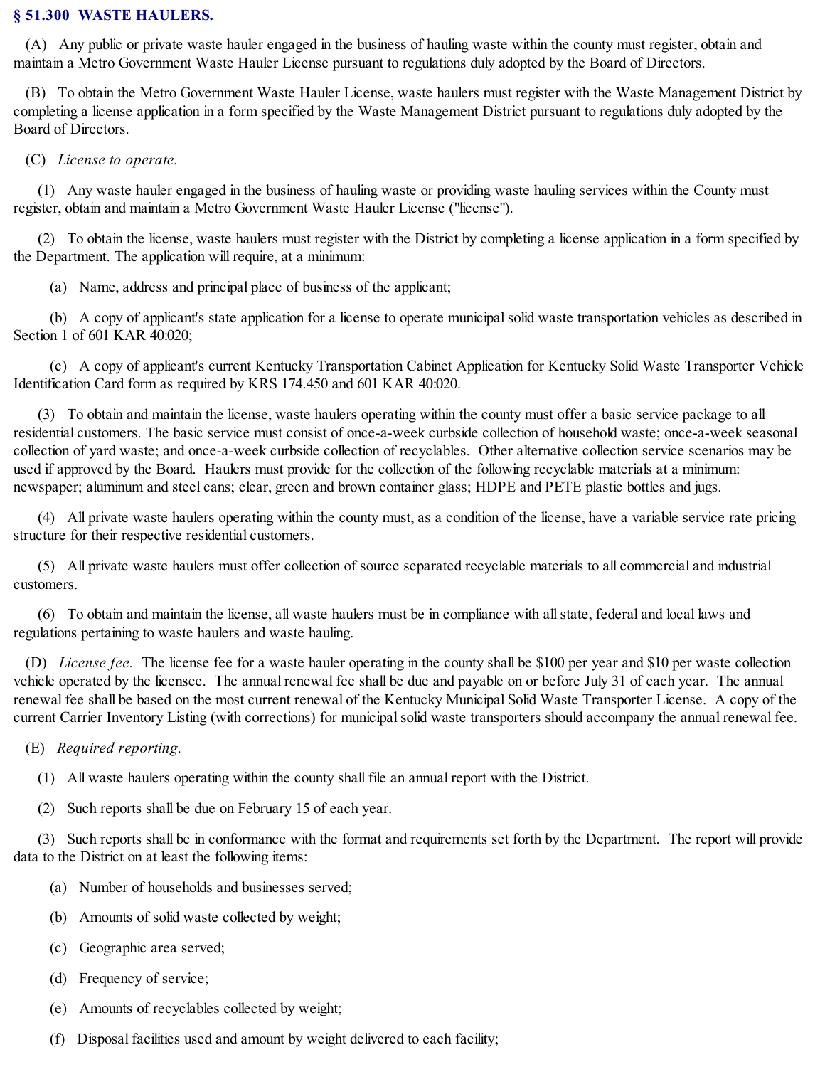## § 51.300 WASTE HAULERS.

(A) Any public or private waste hauler engaged in the business of hauling waste within the county must register, obtain and maintain a Metro Government Waste Hauler License pursuant to regulations duly adopted by the Board of Directors.

(B) To obtain the Metro Government Waste Hauler License, waste haulers must register with the Waste Management District by completing a license application in a form specified by the Waste Management District pursuant to regulations duly adopted by the Board of Directors.

(C) *License to operate.*

(1) Any waste hauler engaged in the business of hauling waste or providing waste hauling services within the County must register, obtain and maintain a Metro Government Waste Hauler License ("license").

(2) To obtain the license, waste haulers must register with the District by completing a license application in a form specified by the Department. The application will require, at a minimum:

(a) Name, address and principal place of business of the applicant;

(b) A copy of applicant's state application for a license to operate municipal solid waste transportation vehicles as described in Section 1 of 601 KAR 40:020;

(c) A copy of applicant's current Kentucky Transportation Cabinet Application for Kentucky Solid Waste Transporter Vehicle Identification Card form as required by KRS 174.450 and 601 KAR 40:020.

(3) To obtain and maintain the license, waste haulers operating within the county must offer a basic service package to all residential customers. The basic service must consist of once-a-week curbside collection of household waste; once-a-week seasonal collection of yard waste; and once-a-week curbside collection of recyclables. Other alternative collection service scenarios may be used if approved by the Board. Haulers must provide for the collection of the following recyclable materials at a minimum: newspaper; aluminum and steel cans; clear, green and brown container glass; HDPE and PETE plastic bottles and jugs.

(4) All private waste haulers operating within the county must, as a condition of the license, have a variable service rate pricing structure for their respective residential customers.

(5) All private waste haulers must offer collection of source separated recyclable materials to all commercial and industrial customers.

(6) To obtain and maintain the license, all waste haulers must be in compliance with all state, federal and local laws and regulations pertaining to waste haulers and waste hauling.

(D) *License fee.* The license fee for a waste hauler operating in the county shall be $100 per year and $10 per waste collection vehicle operated by the licensee. The annual renewal fee shall be due and payable on or before July 31 of each year. The annual renewal fee shall be based on the most current renewal of the Kentucky Municipal Solid Waste Transporter License. A copy of the current Carrier Inventory Listing (with corrections) for municipal solid waste transporters should accompany the annual renewal fee.

(E) *Required reporting.*

(1) All waste haulers operating within the county shall file an annual report with the District.

(2) Such reports shall be due on February 15 of each year.

(3) Such reports shall be in conformance with the format and requirements set forth by the Department. The report will provide data to the District on at least the following items:

(a) Number of households and businesses served;

(b) Amounts of solid waste collected by weight;

(c) Geographic area served;

(d) Frequency of service;

(e) Amounts of recyclables collected by weight;

(f) Disposal facilities used and amount by weight delivered to each facility;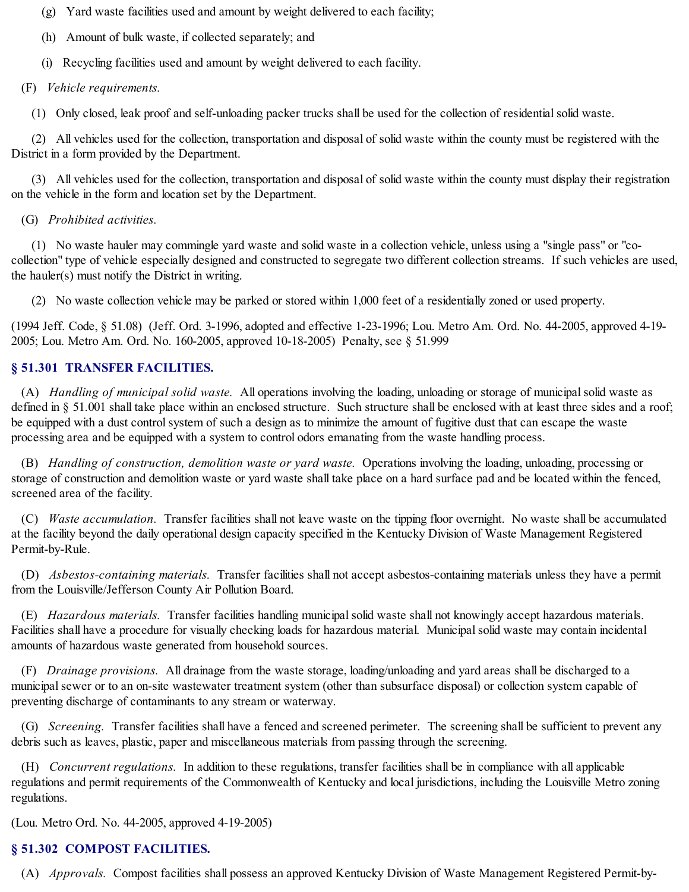(g) Yard waste facilities used and amount by weight delivered to each facility;

(h) Amount of bulk waste, if collected separately; and

(i) Recycling facilities used and amount by weight delivered to each facility.

(F) *Vehicle requirements.*

(1) Only closed, leak proof and self-unloading packer trucks shall be used for the collection of residential solid waste.

(2) All vehicles used for the collection, transportation and disposal of solid waste within the county must be registered with the District in a form provided by the Department.

(3) All vehicles used for the collection, transportation and disposal of solid waste within the county must display their registration on the vehicle in the form and location set by the Department.

(G) *Prohibited activities.*

(1) No waste hauler may commingle yard waste and solid waste in a collection vehicle, unless using a "single pass" or "co-collection" type of vehicle especially designed and constructed to segregate two different collection streams. If such vehicles are used, the hauler(s) must notify the District in writing.

(2) No waste collection vehicle may be parked or stored within 1,000 feet of a residentially zoned or used property.

(1994 Jeff. Code, § 51.08) (Jeff. Ord. 3-1996, adopted and effective 1-23-1996; Lou. Metro Am. Ord. No. 44-2005, approved 4-19-2005; Lou. Metro Am. Ord. No. 160-2005, approved 10-18-2005) Penalty, see § 51.999

### § 51.301 TRANSFER FACILITIES.

(A) *Handling of municipal solid waste.* All operations involving the loading, unloading or storage of municipal solid waste as defined in § 51.001 shall take place within an enclosed structure. Such structure shall be enclosed with at least three sides and a roof; be equipped with a dust control system of such a design as to minimize the amount of fugitive dust that can escape the waste processing area and be equipped with a system to control odors emanating from the waste handling process.

(B) *Handling of construction, demolition waste or yard waste.* Operations involving the loading, unloading, processing or storage of construction and demolition waste or yard waste shall take place on a hard surface pad and be located within the fenced, screened area of the facility.

(C) *Waste accumulation.* Transfer facilities shall not leave waste on the tipping floor overnight. No waste shall be accumulated at the facility beyond the daily operational design capacity specified in the Kentucky Division of Waste Management Registered Permit-by-Rule.

(D) *Asbestos-containing materials.* Transfer facilities shall not accept asbestos-containing materials unless they have a permit from the Louisville/Jefferson County Air Pollution Board.

(E) *Hazardous materials.* Transfer facilities handling municipal solid waste shall not knowingly accept hazardous materials. Facilities shall have a procedure for visually checking loads for hazardous material. Municipal solid waste may contain incidental amounts of hazardous waste generated from household sources.

(F) *Drainage provisions.* All drainage from the waste storage, loading/unloading and yard areas shall be discharged to a municipal sewer or to an on-site wastewater treatment system (other than subsurface disposal) or collection system capable of preventing discharge of contaminants to any stream or waterway.

(G) *Screening.* Transfer facilities shall have a fenced and screened perimeter. The screening shall be sufficient to prevent any debris such as leaves, plastic, paper and miscellaneous materials from passing through the screening.

(H) *Concurrent regulations.* In addition to these regulations, transfer facilities shall be in compliance with all applicable regulations and permit requirements of the Commonwealth of Kentucky and local jurisdictions, including the Louisville Metro zoning regulations.

(Lou. Metro Ord. No. 44-2005, approved 4-19-2005)

### § 51.302 COMPOST FACILITIES.

(A) *Approvals.* Compost facilities shall possess an approved Kentucky Division of Waste Management Registered Permit-by-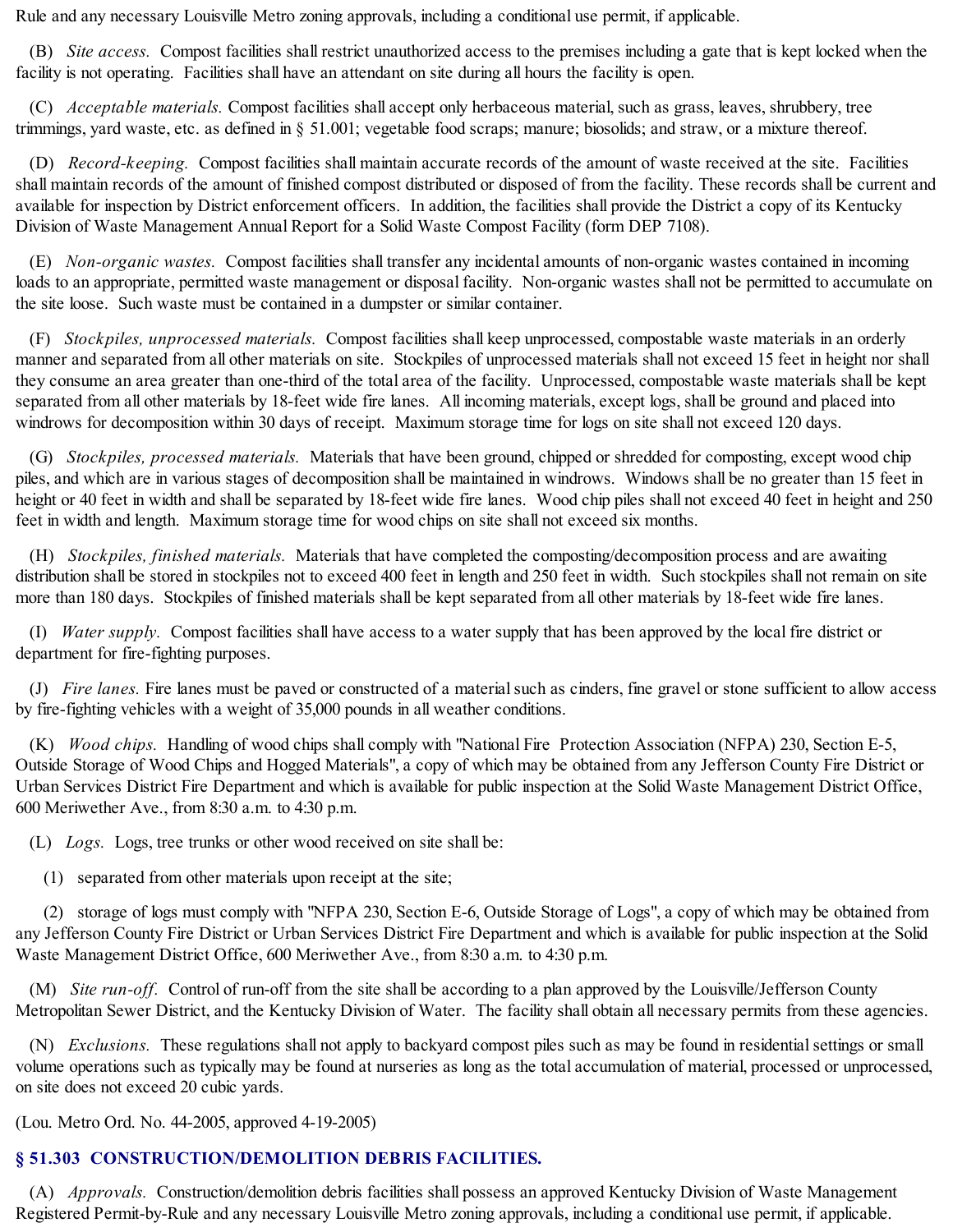Rule and any necessary Louisville Metro zoning approvals, including a conditional use permit, if applicable.

(B) *Site access.* Compost facilities shall restrict unauthorized access to the premises including a gate that is kept locked when the facility is not operating. Facilities shall have an attendant on site during all hours the facility is open.

(C) *Acceptable materials.* Compost facilities shall accept only herbaceous material, such as grass, leaves, shrubbery, tree trimmings, yard waste, etc. as defined in § 51.001; vegetable food scraps; manure; biosolids; and straw, or a mixture thereof.

(D) *Record-keeping.* Compost facilities shall maintain accurate records of the amount of waste received at the site. Facilities shall maintain records of the amount of finished compost distributed or disposed of from the facility. These records shall be current and available for inspection by District enforcement officers. In addition, the facilities shall provide the District a copy of its Kentucky Division of Waste Management Annual Report for a Solid Waste Compost Facility (form DEP 7108).

(E) *Non-organic wastes.* Compost facilities shall transfer any incidental amounts of non-organic wastes contained in incoming loads to an appropriate, permitted waste management or disposal facility. Non-organic wastes shall not be permitted to accumulate on the site loose. Such waste must be contained in a dumpster or similar container.

(F) *Stockpiles, unprocessed materials.* Compost facilities shall keep unprocessed, compostable waste materials in an orderly manner and separated from all other materials on site. Stockpiles of unprocessed materials shall not exceed 15 feet in height nor shall they consume an area greater than one-third of the total area of the facility. Unprocessed, compostable waste materials shall be kept separated from all other materials by 18-feet wide fire lanes. All incoming materials, except logs, shall be ground and placed into windrows for decomposition within 30 days of receipt. Maximum storage time for logs on site shall not exceed 120 days.

(G) *Stockpiles, processed materials.* Materials that have been ground, chipped or shredded for composting, except wood chip piles, and which are in various stages of decomposition shall be maintained in windrows. Windows shall be no greater than 15 feet in height or 40 feet in width and shall be separated by 18-feet wide fire lanes. Wood chip piles shall not exceed 40 feet in height and 250 feet in width and length. Maximum storage time for wood chips on site shall not exceed six months.

(H) *Stockpiles, finished materials.* Materials that have completed the composting/decomposition process and are awaiting distribution shall be stored in stockpiles not to exceed 400 feet in length and 250 feet in width. Such stockpiles shall not remain on site more than 180 days. Stockpiles of finished materials shall be kept separated from all other materials by 18-feet wide fire lanes.

(I) *Water supply.* Compost facilities shall have access to a water supply that has been approved by the local fire district or department for fire-fighting purposes.

(J) *Fire lanes.* Fire lanes must be paved or constructed of a material such as cinders, fine gravel or stone sufficient to allow access by fire-fighting vehicles with a weight of 35,000 pounds in all weather conditions.

(K) *Wood chips.* Handling of wood chips shall comply with "National Fire Protection Association (NFPA) 230, Section E-5, Outside Storage of Wood Chips and Hogged Materials", a copy of which may be obtained from any Jefferson County Fire District or Urban Services District Fire Department and which is available for public inspection at the Solid Waste Management District Office, 600 Meriwether Ave., from 8:30 a.m. to 4:30 p.m.

(L) *Logs.* Logs, tree trunks or other wood received on site shall be:

(1) separated from other materials upon receipt at the site;

(2) storage of logs must comply with "NFPA 230, Section E-6, Outside Storage of Logs", a copy of which may be obtained from any Jefferson County Fire District or Urban Services District Fire Department and which is available for public inspection at the Solid Waste Management District Office, 600 Meriwether Ave., from 8:30 a.m. to 4:30 p.m.

(M) *Site run-off.* Control of run-off from the site shall be according to a plan approved by the Louisville/Jefferson County Metropolitan Sewer District, and the Kentucky Division of Water. The facility shall obtain all necessary permits from these agencies.

(N) *Exclusions.* These regulations shall not apply to backyard compost piles such as may be found in residential settings or small volume operations such as typically may be found at nurseries as long as the total accumulation of material, processed or unprocessed, on site does not exceed 20 cubic yards.

(Lou. Metro Ord. No. 44-2005, approved 4-19-2005)

### § 51.303 CONSTRUCTION/DEMOLITION DEBRIS FACILITIES.

(A) *Approvals.* Construction/demolition debris facilities shall possess an approved Kentucky Division of Waste Management Registered Permit-by-Rule and any necessary Louisville Metro zoning approvals, including a conditional use permit, if applicable.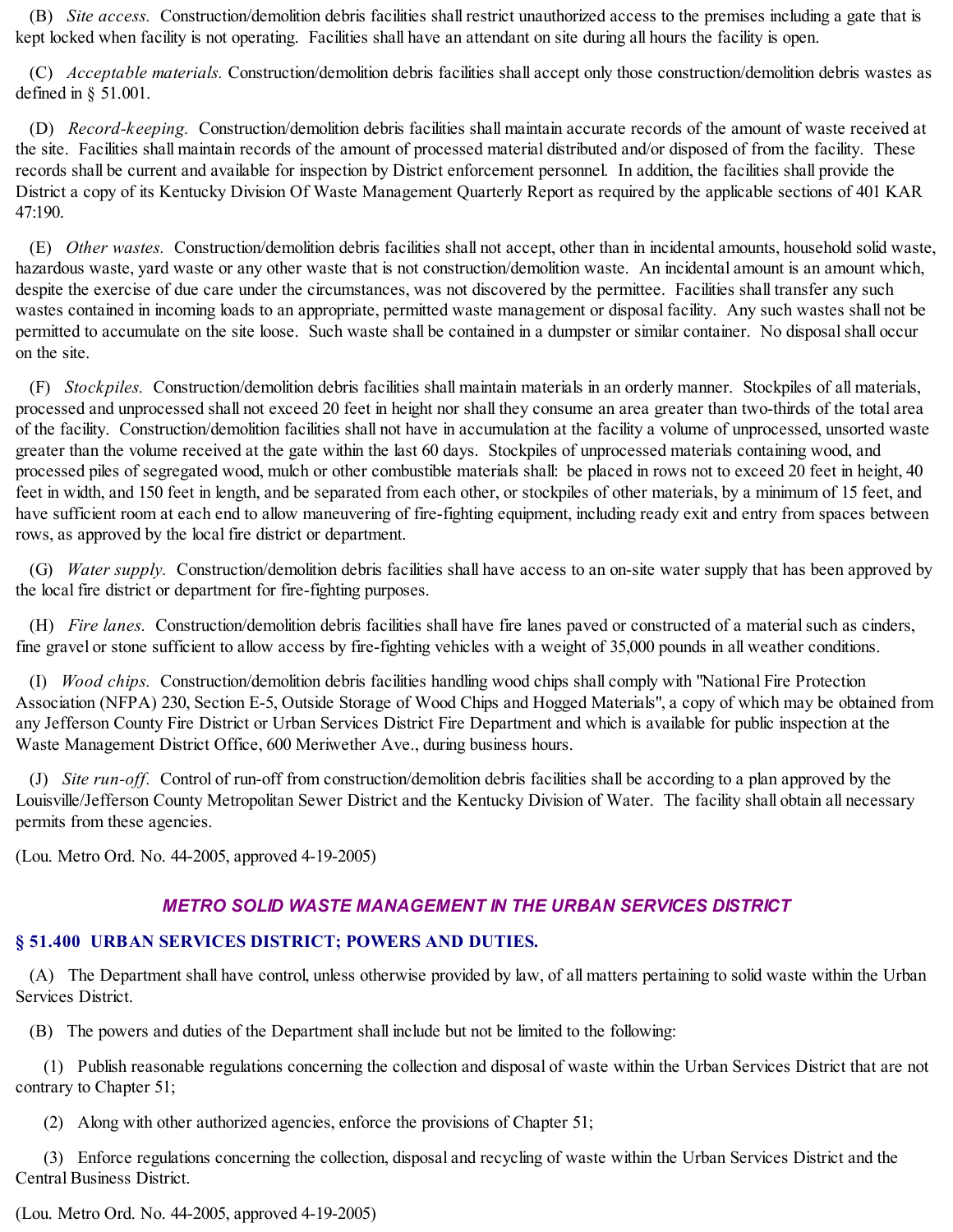(B) *Site access.* Construction/demolition debris facilities shall restrict unauthorized access to the premises including a gate that is kept locked when facility is not operating. Facilities shall have an attendant on site during all hours the facility is open.

(C) *Acceptable materials.* Construction/demolition debris facilities shall accept only those construction/demolition debris wastes as defined in § 51.001.

(D) *Record-keeping.* Construction/demolition debris facilities shall maintain accurate records of the amount of waste received at the site. Facilities shall maintain records of the amount of processed material distributed and/or disposed of from the facility. These records shall be current and available for inspection by District enforcement personnel. In addition, the facilities shall provide the District a copy of its Kentucky Division Of Waste Management Quarterly Report as required by the applicable sections of 401 KAR 47:190.

(E) *Other wastes.* Construction/demolition debris facilities shall not accept, other than in incidental amounts, household solid waste, hazardous waste, yard waste or any other waste that is not construction/demolition waste. An incidental amount is an amount which, despite the exercise of due care under the circumstances, was not discovered by the permittee. Facilities shall transfer any such wastes contained in incoming loads to an appropriate, permitted waste management or disposal facility. Any such wastes shall not be permitted to accumulate on the site loose. Such waste shall be contained in a dumpster or similar container. No disposal shall occur on the site.

(F) *Stockpiles.* Construction/demolition debris facilities shall maintain materials in an orderly manner. Stockpiles of all materials, processed and unprocessed shall not exceed 20 feet in height nor shall they consume an area greater than two-thirds of the total area of the facility. Construction/demolition facilities shall not have in accumulation at the facility a volume of unprocessed, unsorted waste greater than the volume received at the gate within the last 60 days. Stockpiles of unprocessed materials containing wood, and processed piles of segregated wood, mulch or other combustible materials shall: be placed in rows not to exceed 20 feet in height, 40 feet in width, and 150 feet in length, and be separated from each other, or stockpiles of other materials, by a minimum of 15 feet, and have sufficient room at each end to allow maneuvering of fire-fighting equipment, including ready exit and entry from spaces between rows, as approved by the local fire district or department.

(G) *Water supply.* Construction/demolition debris facilities shall have access to an on-site water supply that has been approved by the local fire district or department for fire-fighting purposes.

(H) *Fire lanes.* Construction/demolition debris facilities shall have fire lanes paved or constructed of a material such as cinders, fine gravel or stone sufficient to allow access by fire-fighting vehicles with a weight of 35,000 pounds in all weather conditions.

(I) *Wood chips.* Construction/demolition debris facilities handling wood chips shall comply with "National Fire Protection Association (NFPA) 230, Section E-5, Outside Storage of Wood Chips and Hogged Materials", a copy of which may be obtained from any Jefferson County Fire District or Urban Services District Fire Department and which is available for public inspection at the Waste Management District Office, 600 Meriwether Ave., during business hours.

(J) *Site run-off.* Control of run-off from construction/demolition debris facilities shall be according to a plan approved by the Louisville/Jefferson County Metropolitan Sewer District and the Kentucky Division of Water. The facility shall obtain all necessary permits from these agencies.

(Lou. Metro Ord. No. 44-2005, approved 4-19-2005)

## *METRO SOLID WASTE MANAGEMENT IN THE URBAN SERVICES DISTRICT*

### § 51.400 URBAN SERVICES DISTRICT; POWERS AND DUTIES.

(A) The Department shall have control, unless otherwise provided by law, of all matters pertaining to solid waste within the Urban Services District.

(B) The powers and duties of the Department shall include but not be limited to the following:

(1) Publish reasonable regulations concerning the collection and disposal of waste within the Urban Services District that are not contrary to Chapter 51;

(2) Along with other authorized agencies, enforce the provisions of Chapter 51;

(3) Enforce regulations concerning the collection, disposal and recycling of waste within the Urban Services District and the Central Business District.

(Lou. Metro Ord. No. 44-2005, approved 4-19-2005)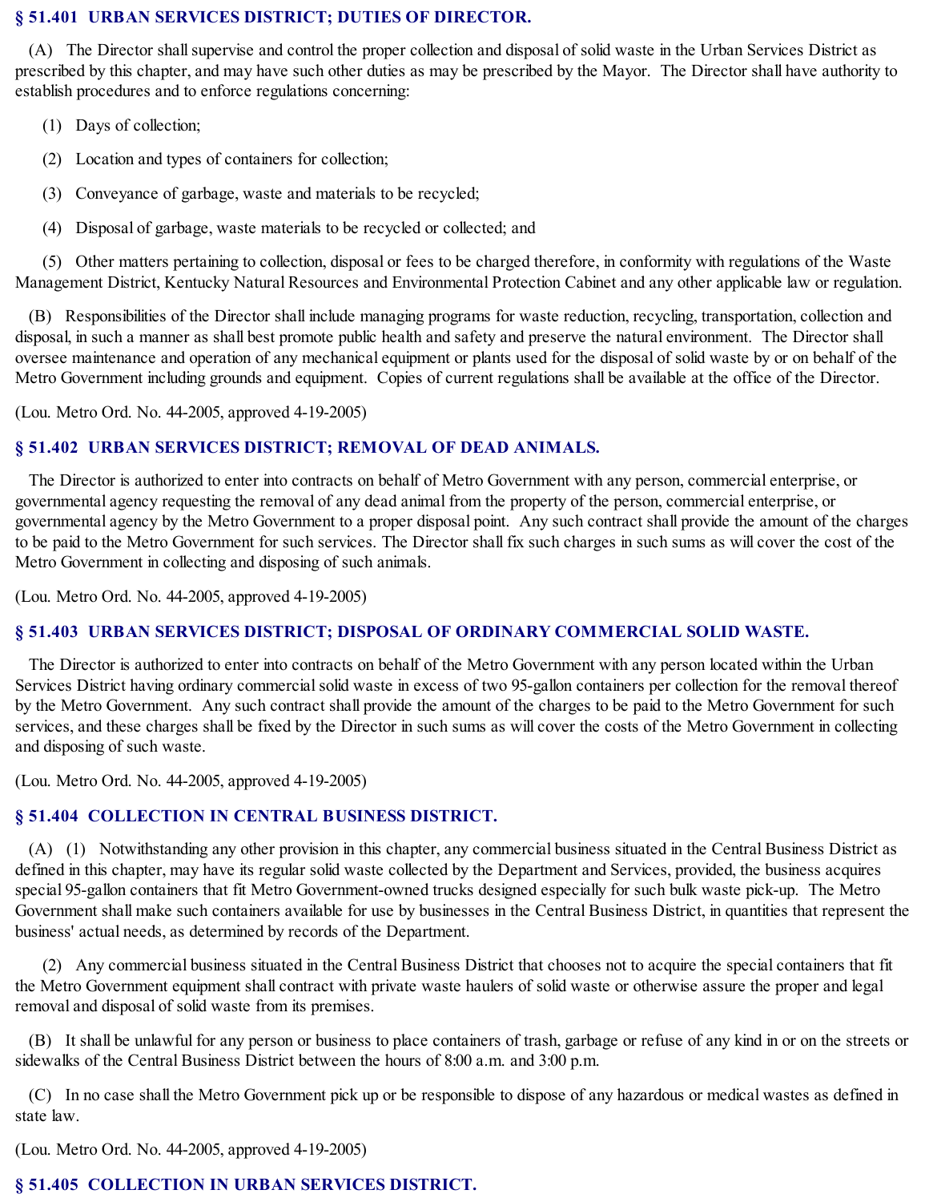### § 51.401 URBAN SERVICES DISTRICT; DUTIES OF DIRECTOR.

(A) The Director shall supervise and control the proper collection and disposal of solid waste in the Urban Services District as prescribed by this chapter, and may have such other duties as may be prescribed by the Mayor. The Director shall have authority to establish procedures and to enforce regulations concerning:

(1) Days of collection;

(2) Location and types of containers for collection;

(3) Conveyance of garbage, waste and materials to be recycled;

(4) Disposal of garbage, waste materials to be recycled or collected; and

(5) Other matters pertaining to collection, disposal or fees to be charged therefore, in conformity with regulations of the Waste Management District, Kentucky Natural Resources and Environmental Protection Cabinet and any other applicable law or regulation.

(B) Responsibilities of the Director shall include managing programs for waste reduction, recycling, transportation, collection and disposal, in such a manner as shall best promote public health and safety and preserve the natural environment. The Director shall oversee maintenance and operation of any mechanical equipment or plants used for the disposal of solid waste by or on behalf of the Metro Government including grounds and equipment. Copies of current regulations shall be available at the office of the Director.

(Lou. Metro Ord. No. 44-2005, approved 4-19-2005)

### § 51.402 URBAN SERVICES DISTRICT; REMOVAL OF DEAD ANIMALS.

The Director is authorized to enter into contracts on behalf of Metro Government with any person, commercial enterprise, or governmental agency requesting the removal of any dead animal from the property of the person, commercial enterprise, or governmental agency by the Metro Government to a proper disposal point. Any such contract shall provide the amount of the charges to be paid to the Metro Government for such services. The Director shall fix such charges in such sums as will cover the cost of the Metro Government in collecting and disposing of such animals.

(Lou. Metro Ord. No. 44-2005, approved 4-19-2005)

### § 51.403 URBAN SERVICES DISTRICT; DISPOSAL OF ORDINARY COMMERCIAL SOLID WASTE.

The Director is authorized to enter into contracts on behalf of the Metro Government with any person located within the Urban Services District having ordinary commercial solid waste in excess of two 95-gallon containers per collection for the removal thereof by the Metro Government. Any such contract shall provide the amount of the charges to be paid to the Metro Government for such services, and these charges shall be fixed by the Director in such sums as will cover the costs of the Metro Government in collecting and disposing of such waste.

(Lou. Metro Ord. No. 44-2005, approved 4-19-2005)

### § 51.404 COLLECTION IN CENTRAL BUSINESS DISTRICT.

(A) (1) Notwithstanding any other provision in this chapter, any commercial business situated in the Central Business District as defined in this chapter, may have its regular solid waste collected by the Department and Services, provided, the business acquires special 95-gallon containers that fit Metro Government-owned trucks designed especially for such bulk waste pick-up. The Metro Government shall make such containers available for use by businesses in the Central Business District, in quantities that represent the business' actual needs, as determined by records of the Department.

(2) Any commercial business situated in the Central Business District that chooses not to acquire the special containers that fit the Metro Government equipment shall contract with private waste haulers of solid waste or otherwise assure the proper and legal removal and disposal of solid waste from its premises.

(B) It shall be unlawful for any person or business to place containers of trash, garbage or refuse of any kind in or on the streets or sidewalks of the Central Business District between the hours of 8:00 a.m. and 3:00 p.m.

(C) In no case shall the Metro Government pick up or be responsible to dispose of any hazardous or medical wastes as defined in state law.

(Lou. Metro Ord. No. 44-2005, approved 4-19-2005)

### § 51.405 COLLECTION IN URBAN SERVICES DISTRICT.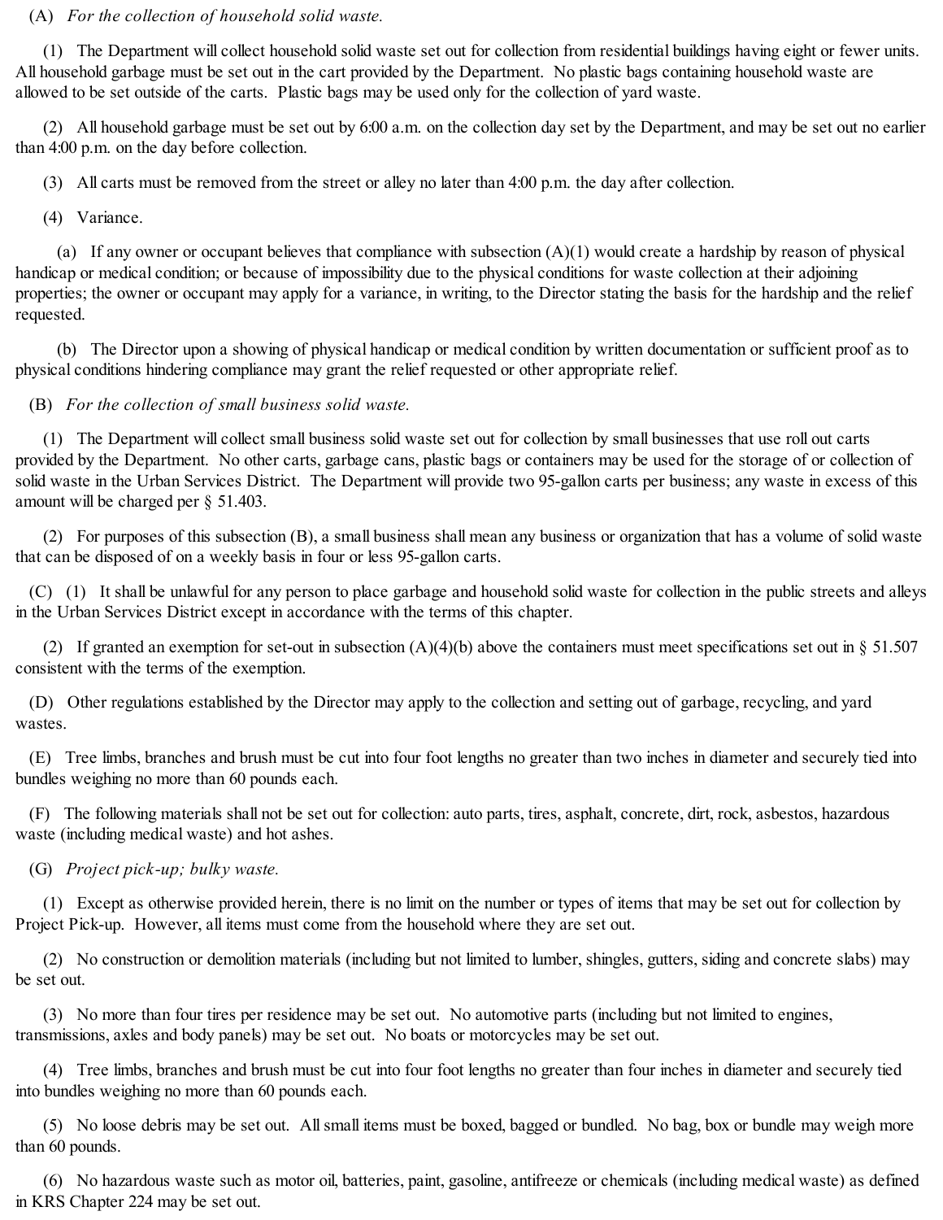(A) *For the collection of household solid waste.*

(1) The Department will collect household solid waste set out for collection from residential buildings having eight or fewer units. All household garbage must be set out in the cart provided by the Department. No plastic bags containing household waste are allowed to be set outside of the carts. Plastic bags may be used only for the collection of yard waste.

(2) All household garbage must be set out by 6:00 a.m. on the collection day set by the Department, and may be set out no earlier than 4:00 p.m. on the day before collection.

(3) All carts must be removed from the street or alley no later than 4:00 p.m. the day after collection.

(4) Variance.

(a) If any owner or occupant believes that compliance with subsection (A)(1) would create a hardship by reason of physical handicap or medical condition; or because of impossibility due to the physical conditions for waste collection at their adjoining properties; the owner or occupant may apply for a variance, in writing, to the Director stating the basis for the hardship and the relief requested.

(b) The Director upon a showing of physical handicap or medical condition by written documentation or sufficient proof as to physical conditions hindering compliance may grant the relief requested or other appropriate relief.

(B) *For the collection of small business solid waste.*

(1) The Department will collect small business solid waste set out for collection by small businesses that use roll out carts provided by the Department. No other carts, garbage cans, plastic bags or containers may be used for the storage of or collection of solid waste in the Urban Services District. The Department will provide two 95-gallon carts per business; any waste in excess of this amount will be charged per § 51.403.

(2) For purposes of this subsection (B), a small business shall mean any business or organization that has a volume of solid waste that can be disposed of on a weekly basis in four or less 95-gallon carts.

(C) (1) It shall be unlawful for any person to place garbage and household solid waste for collection in the public streets and alleys in the Urban Services District except in accordance with the terms of this chapter.

(2) If granted an exemption for set-out in subsection (A)(4)(b) above the containers must meet specifications set out in § 51.507 consistent with the terms of the exemption.

(D) Other regulations established by the Director may apply to the collection and setting out of garbage, recycling, and yard wastes.

(E) Tree limbs, branches and brush must be cut into four foot lengths no greater than two inches in diameter and securely tied into bundles weighing no more than 60 pounds each.

(F) The following materials shall not be set out for collection: auto parts, tires, asphalt, concrete, dirt, rock, asbestos, hazardous waste (including medical waste) and hot ashes.

(G) *Project pick-up; bulky waste.*

(1) Except as otherwise provided herein, there is no limit on the number or types of items that may be set out for collection by Project Pick-up. However, all items must come from the household where they are set out.

(2) No construction or demolition materials (including but not limited to lumber, shingles, gutters, siding and concrete slabs) may be set out.

(3) No more than four tires per residence may be set out. No automotive parts (including but not limited to engines, transmissions, axles and body panels) may be set out. No boats or motorcycles may be set out.

(4) Tree limbs, branches and brush must be cut into four foot lengths no greater than four inches in diameter and securely tied into bundles weighing no more than 60 pounds each.

(5) No loose debris may be set out. All small items must be boxed, bagged or bundled. No bag, box or bundle may weigh more than 60 pounds.

(6) No hazardous waste such as motor oil, batteries, paint, gasoline, antifreeze or chemicals (including medical waste) as defined in KRS Chapter 224 may be set out.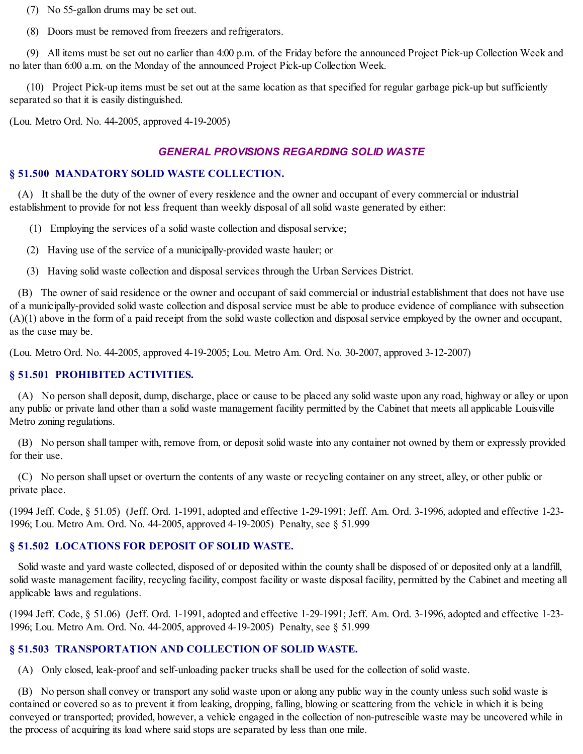(7) No 55-gallon drums may be set out.

(8) Doors must be removed from freezers and refrigerators.

(9) All items must be set out no earlier than 4:00 p.m. of the Friday before the announced Project Pick-up Collection Week and no later than 6:00 a.m. on the Monday of the announced Project Pick-up Collection Week.

(10) Project Pick-up items must be set out at the same location as that specified for regular garbage pick-up but sufficiently separated so that it is easily distinguished.

(Lou. Metro Ord. No. 44-2005, approved 4-19-2005)

## *GENERAL PROVISIONS REGARDING SOLID WASTE*

### § 51.500 MANDATORY SOLID WASTE COLLECTION.

(A) It shall be the duty of the owner of every residence and the owner and occupant of every commercial or industrial establishment to provide for not less frequent than weekly disposal of all solid waste generated by either:

(1) Employing the services of a solid waste collection and disposal service;

(2) Having use of the service of a municipally-provided waste hauler; or

(3) Having solid waste collection and disposal services through the Urban Services District.

(B) The owner of said residence or the owner and occupant of said commercial or industrial establishment that does not have use of a municipally-provided solid waste collection and disposal service must be able to produce evidence of compliance with subsection (A)(1) above in the form of a paid receipt from the solid waste collection and disposal service employed by the owner and occupant, as the case may be.

(Lou. Metro Ord. No. 44-2005, approved 4-19-2005; Lou. Metro Am. Ord. No. 30-2007, approved 3-12-2007)

### § 51.501 PROHIBITED ACTIVITIES.

(A) No person shall deposit, dump, discharge, place or cause to be placed any solid waste upon any road, highway or alley or upon any public or private land other than a solid waste management facility permitted by the Cabinet that meets all applicable Louisville Metro zoning regulations.

(B) No person shall tamper with, remove from, or deposit solid waste into any container not owned by them or expressly provided for their use.

(C) No person shall upset or overturn the contents of any waste or recycling container on any street, alley, or other public or private place.

(1994 Jeff. Code, § 51.05) (Jeff. Ord. 1-1991, adopted and effective 1-29-1991; Jeff. Am. Ord. 3-1996, adopted and effective 1-23-1996; Lou. Metro Am. Ord. No. 44-2005, approved 4-19-2005) Penalty, see § 51.999

### § 51.502 LOCATIONS FOR DEPOSIT OF SOLID WASTE.

Solid waste and yard waste collected, disposed of or deposited within the county shall be disposed of or deposited only at a landfill, solid waste management facility, recycling facility, compost facility or waste disposal facility, permitted by the Cabinet and meeting all applicable laws and regulations.

(1994 Jeff. Code, § 51.06) (Jeff. Ord. 1-1991, adopted and effective 1-29-1991; Jeff. Am. Ord. 3-1996, adopted and effective 1-23-1996; Lou. Metro Am. Ord. No. 44-2005, approved 4-19-2005) Penalty, see § 51.999

### § 51.503 TRANSPORTATION AND COLLECTION OF SOLID WASTE.

(A) Only closed, leak-proof and self-unloading packer trucks shall be used for the collection of solid waste.

(B) No person shall convey or transport any solid waste upon or along any public way in the county unless such solid waste is contained or covered so as to prevent it from leaking, dropping, falling, blowing or scattering from the vehicle in which it is being conveyed or transported; provided, however, a vehicle engaged in the collection of non-putrescible waste may be uncovered while in the process of acquiring its load where said stops are separated by less than one mile.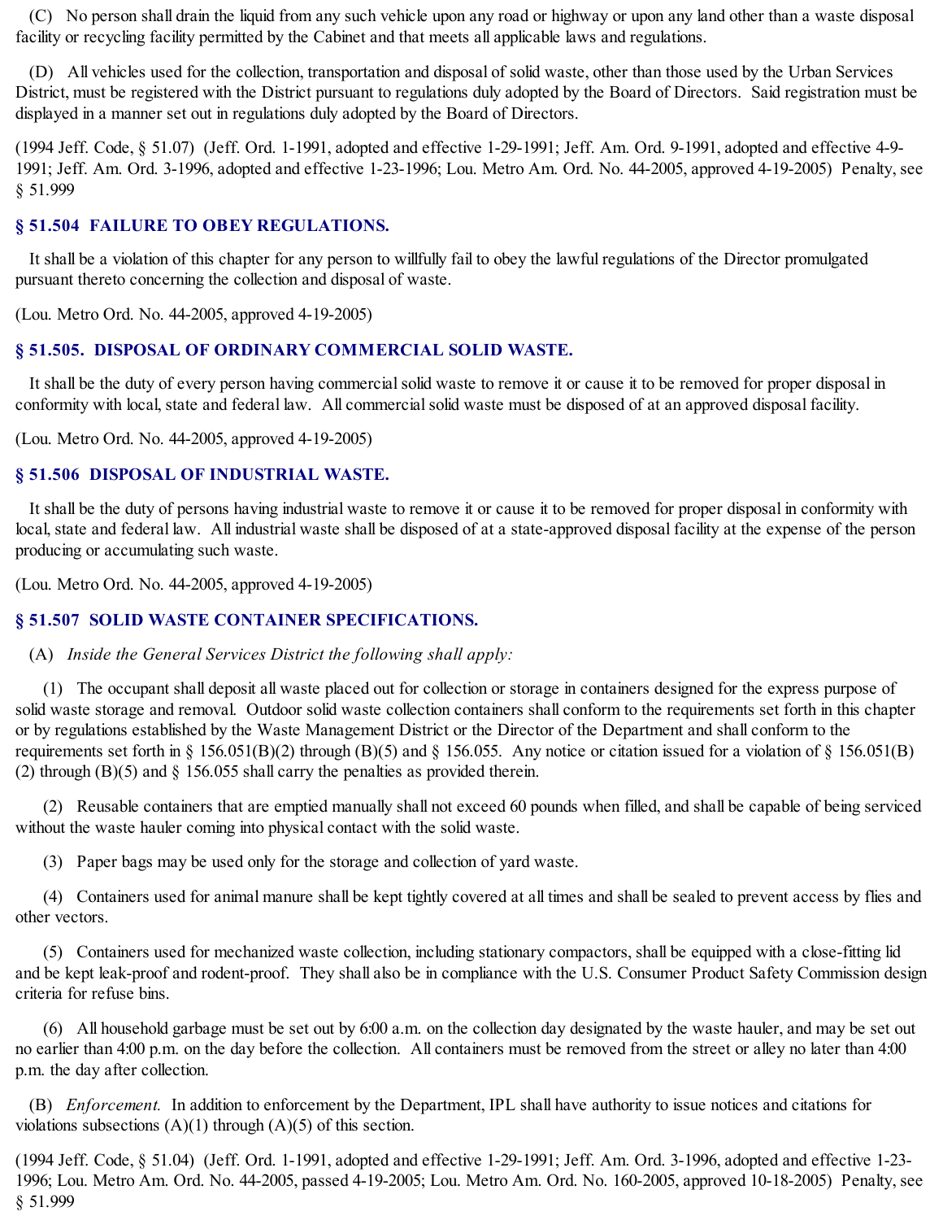(C) No person shall drain the liquid from any such vehicle upon any road or highway or upon any land other than a waste disposal facility or recycling facility permitted by the Cabinet and that meets all applicable laws and regulations.

(D) All vehicles used for the collection, transportation and disposal of solid waste, other than those used by the Urban Services District, must be registered with the District pursuant to regulations duly adopted by the Board of Directors. Said registration must be displayed in a manner set out in regulations duly adopted by the Board of Directors.

(1994 Jeff. Code, § 51.07) (Jeff. Ord. 1-1991, adopted and effective 1-29-1991; Jeff. Am. Ord. 9-1991, adopted and effective 4-9-1991; Jeff. Am. Ord. 3-1996, adopted and effective 1-23-1996; Lou. Metro Am. Ord. No. 44-2005, approved 4-19-2005) Penalty, see § 51.999

### § 51.504 FAILURE TO OBEY REGULATIONS.

It shall be a violation of this chapter for any person to willfully fail to obey the lawful regulations of the Director promulgated pursuant thereto concerning the collection and disposal of waste.

(Lou. Metro Ord. No. 44-2005, approved 4-19-2005)

### § 51.505. DISPOSAL OF ORDINARY COMMERCIAL SOLID WASTE.

It shall be the duty of every person having commercial solid waste to remove it or cause it to be removed for proper disposal in conformity with local, state and federal law. All commercial solid waste must be disposed of at an approved disposal facility.

(Lou. Metro Ord. No. 44-2005, approved 4-19-2005)

### § 51.506 DISPOSAL OF INDUSTRIAL WASTE.

It shall be the duty of persons having industrial waste to remove it or cause it to be removed for proper disposal in conformity with local, state and federal law. All industrial waste shall be disposed of at a state-approved disposal facility at the expense of the person producing or accumulating such waste.

(Lou. Metro Ord. No. 44-2005, approved 4-19-2005)

### § 51.507 SOLID WASTE CONTAINER SPECIFICATIONS.

(A) *Inside the General Services District the following shall apply:*

(1) The occupant shall deposit all waste placed out for collection or storage in containers designed for the express purpose of solid waste storage and removal. Outdoor solid waste collection containers shall conform to the requirements set forth in this chapter or by regulations established by the Waste Management District or the Director of the Department and shall conform to the requirements set forth in § 156.051(B)(2) through (B)(5) and § 156.055. Any notice or citation issued for a violation of § 156.051(B)(2) through (B)(5) and § 156.055 shall carry the penalties as provided therein.

(2) Reusable containers that are emptied manually shall not exceed 60 pounds when filled, and shall be capable of being serviced without the waste hauler coming into physical contact with the solid waste.

(3) Paper bags may be used only for the storage and collection of yard waste.

(4) Containers used for animal manure shall be kept tightly covered at all times and shall be sealed to prevent access by flies and other vectors.

(5) Containers used for mechanized waste collection, including stationary compactors, shall be equipped with a close-fitting lid and be kept leak-proof and rodent-proof. They shall also be in compliance with the U.S. Consumer Product Safety Commission design criteria for refuse bins.

(6) All household garbage must be set out by 6:00 a.m. on the collection day designated by the waste hauler, and may be set out no earlier than 4:00 p.m. on the day before the collection. All containers must be removed from the street or alley no later than 4:00 p.m. the day after collection.

(B) *Enforcement.* In addition to enforcement by the Department, IPL shall have authority to issue notices and citations for violations subsections (A)(1) through (A)(5) of this section.

(1994 Jeff. Code, § 51.04) (Jeff. Ord. 1-1991, adopted and effective 1-29-1991; Jeff. Am. Ord. 3-1996, adopted and effective 1-23-1996; Lou. Metro Am. Ord. No. 44-2005, passed 4-19-2005; Lou. Metro Am. Ord. No. 160-2005, approved 10-18-2005) Penalty, see § 51.999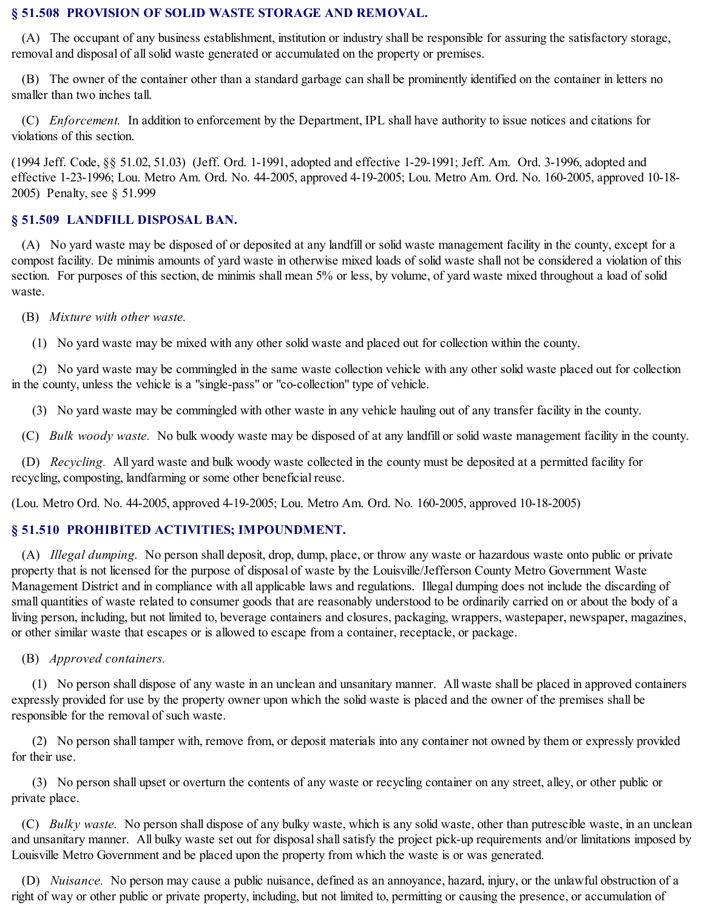### § 51.508 PROVISION OF SOLID WASTE STORAGE AND REMOVAL.

(A) The occupant of any business establishment, institution or industry shall be responsible for assuring the satisfactory storage, removal and disposal of all solid waste generated or accumulated on the property or premises.

(B) The owner of the container other than a standard garbage can shall be prominently identified on the container in letters no smaller than two inches tall.

(C) *Enforcement.* In addition to enforcement by the Department, IPL shall have authority to issue notices and citations for violations of this section.

(1994 Jeff. Code, §§ 51.02, 51.03) (Jeff. Ord. 1-1991, adopted and effective 1-29-1991; Jeff. Am. Ord. 3-1996, adopted and effective 1-23-1996; Lou. Metro Am. Ord. No. 44-2005, approved 4-19-2005; Lou. Metro Am. Ord. No. 160-2005, approved 10-18-2005) Penalty, see § 51.999

### § 51.509 LANDFILL DISPOSAL BAN.

(A) No yard waste may be disposed of or deposited at any landfill or solid waste management facility in the county, except for a compost facility. De minimis amounts of yard waste in otherwise mixed loads of solid waste shall not be considered a violation of this section. For purposes of this section, de minimis shall mean 5% or less, by volume, of yard waste mixed throughout a load of solid waste.

(B) *Mixture with other waste.*

(1) No yard waste may be mixed with any other solid waste and placed out for collection within the county.

(2) No yard waste may be commingled in the same waste collection vehicle with any other solid waste placed out for collection in the county, unless the vehicle is a "single-pass" or "co-collection" type of vehicle.

(3) No yard waste may be commingled with other waste in any vehicle hauling out of any transfer facility in the county.

(C) *Bulk woody waste.* No bulk woody waste may be disposed of at any landfill or solid waste management facility in the county.

(D) *Recycling.* All yard waste and bulk woody waste collected in the county must be deposited at a permitted facility for recycling, composting, landfarming or some other beneficial reuse.

(Lou. Metro Ord. No. 44-2005, approved 4-19-2005; Lou. Metro Am. Ord. No. 160-2005, approved 10-18-2005)

### § 51.510 PROHIBITED ACTIVITIES; IMPOUNDMENT.

(A) *Illegal dumping.* No person shall deposit, drop, dump, place, or throw any waste or hazardous waste onto public or private property that is not licensed for the purpose of disposal of waste by the Louisville/Jefferson County Metro Government Waste Management District and in compliance with all applicable laws and regulations. Illegal dumping does not include the discarding of small quantities of waste related to consumer goods that are reasonably understood to be ordinarily carried on or about the body of a living person, including, but not limited to, beverage containers and closures, packaging, wrappers, wastepaper, newspaper, magazines, or other similar waste that escapes or is allowed to escape from a container, receptacle, or package.

(B) *Approved containers.*

(1) No person shall dispose of any waste in an unclean and unsanitary manner. All waste shall be placed in approved containers expressly provided for use by the property owner upon which the solid waste is placed and the owner of the premises shall be responsible for the removal of such waste.

(2) No person shall tamper with, remove from, or deposit materials into any container not owned by them or expressly provided for their use.

(3) No person shall upset or overturn the contents of any waste or recycling container on any street, alley, or other public or private place.

(C) *Bulky waste.* No person shall dispose of any bulky waste, which is any solid waste, other than putrescible waste, in an unclean and unsanitary manner. All bulky waste set out for disposal shall satisfy the project pick-up requirements and/or limitations imposed by Louisville Metro Government and be placed upon the property from which the waste is or was generated.

(D) *Nuisance.* No person may cause a public nuisance, defined as an annoyance, hazard, injury, or the unlawful obstruction of a right of way or other public or private property, including, but not limited to, permitting or causing the presence, or accumulation of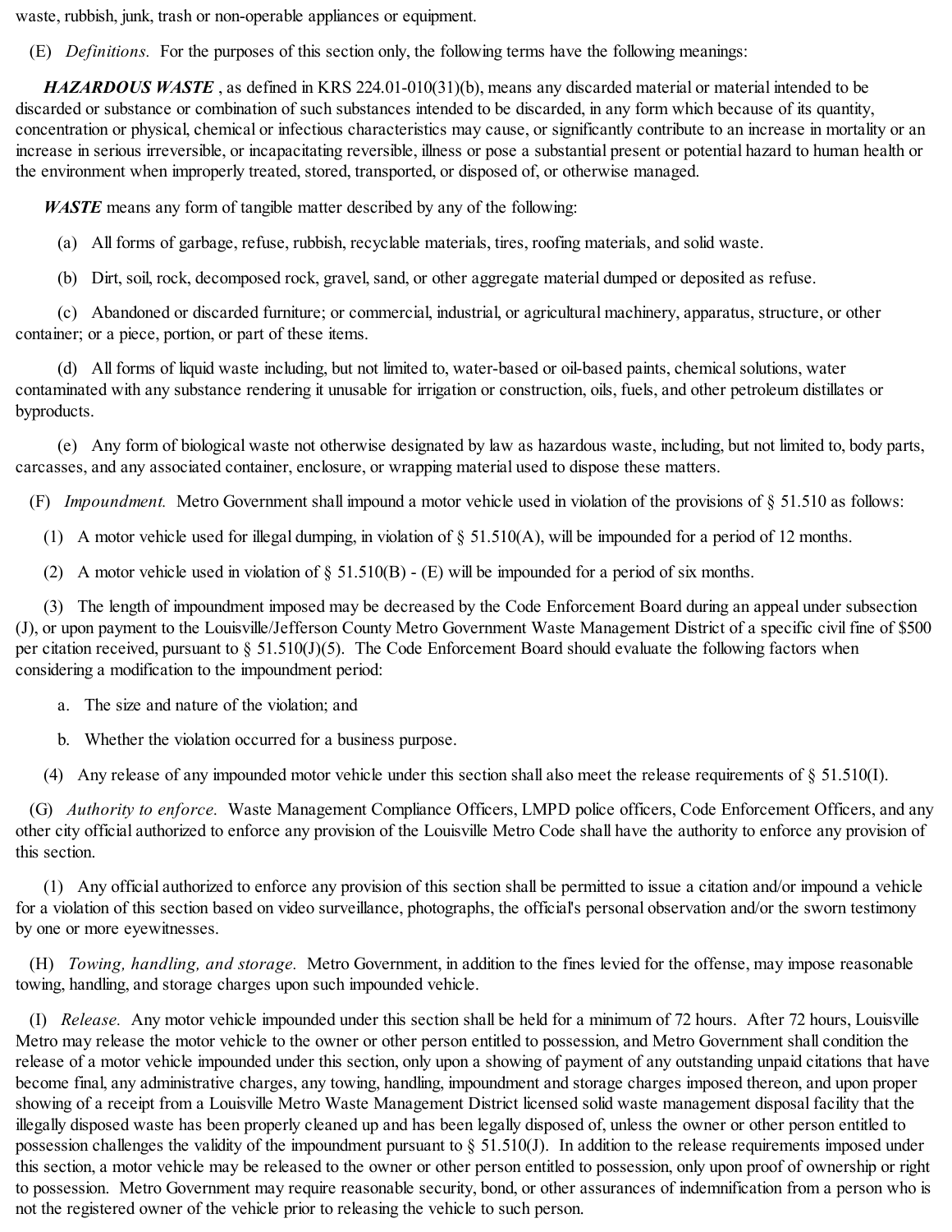waste, rubbish, junk, trash or non-operable appliances or equipment.

(E) *Definitions.* For the purposes of this section only, the following terms have the following meanings:

***HAZARDOUS WASTE*** , as defined in KRS 224.01-010(31)(b), means any discarded material or material intended to be discarded or substance or combination of such substances intended to be discarded, in any form which because of its quantity, concentration or physical, chemical or infectious characteristics may cause, or significantly contribute to an increase in mortality or an increase in serious irreversible, or incapacitating reversible, illness or pose a substantial present or potential hazard to human health or the environment when improperly treated, stored, transported, or disposed of, or otherwise managed.

***WASTE*** means any form of tangible matter described by any of the following:

(a) All forms of garbage, refuse, rubbish, recyclable materials, tires, roofing materials, and solid waste.

(b) Dirt, soil, rock, decomposed rock, gravel, sand, or other aggregate material dumped or deposited as refuse.

(c) Abandoned or discarded furniture; or commercial, industrial, or agricultural machinery, apparatus, structure, or other container; or a piece, portion, or part of these items.

(d) All forms of liquid waste including, but not limited to, water-based or oil-based paints, chemical solutions, water contaminated with any substance rendering it unusable for irrigation or construction, oils, fuels, and other petroleum distillates or byproducts.

(e) Any form of biological waste not otherwise designated by law as hazardous waste, including, but not limited to, body parts, carcasses, and any associated container, enclosure, or wrapping material used to dispose these matters.

(F) *Impoundment.* Metro Government shall impound a motor vehicle used in violation of the provisions of § 51.510 as follows:

(1) A motor vehicle used for illegal dumping, in violation of § 51.510(A), will be impounded for a period of 12 months.

(2) A motor vehicle used in violation of § 51.510(B) - (E) will be impounded for a period of six months.

(3) The length of impoundment imposed may be decreased by the Code Enforcement Board during an appeal under subsection (J), or upon payment to the Louisville/Jefferson County Metro Government Waste Management District of a specific civil fine of $500 per citation received, pursuant to § 51.510(J)(5). The Code Enforcement Board should evaluate the following factors when considering a modification to the impoundment period:

a. The size and nature of the violation; and

b. Whether the violation occurred for a business purpose.

(4) Any release of any impounded motor vehicle under this section shall also meet the release requirements of § 51.510(I).

(G) *Authority to enforce.* Waste Management Compliance Officers, LMPD police officers, Code Enforcement Officers, and any other city official authorized to enforce any provision of the Louisville Metro Code shall have the authority to enforce any provision of this section.

(1) Any official authorized to enforce any provision of this section shall be permitted to issue a citation and/or impound a vehicle for a violation of this section based on video surveillance, photographs, the official's personal observation and/or the sworn testimony by one or more eyewitnesses.

(H) *Towing, handling, and storage.* Metro Government, in addition to the fines levied for the offense, may impose reasonable towing, handling, and storage charges upon such impounded vehicle.

(I) *Release.* Any motor vehicle impounded under this section shall be held for a minimum of 72 hours. After 72 hours, Louisville Metro may release the motor vehicle to the owner or other person entitled to possession, and Metro Government shall condition the release of a motor vehicle impounded under this section, only upon a showing of payment of any outstanding unpaid citations that have become final, any administrative charges, any towing, handling, impoundment and storage charges imposed thereon, and upon proper showing of a receipt from a Louisville Metro Waste Management District licensed solid waste management disposal facility that the illegally disposed waste has been properly cleaned up and has been legally disposed of, unless the owner or other person entitled to possession challenges the validity of the impoundment pursuant to § 51.510(J). In addition to the release requirements imposed under this section, a motor vehicle may be released to the owner or other person entitled to possession, only upon proof of ownership or right to possession. Metro Government may require reasonable security, bond, or other assurances of indemnification from a person who is not the registered owner of the vehicle prior to releasing the vehicle to such person.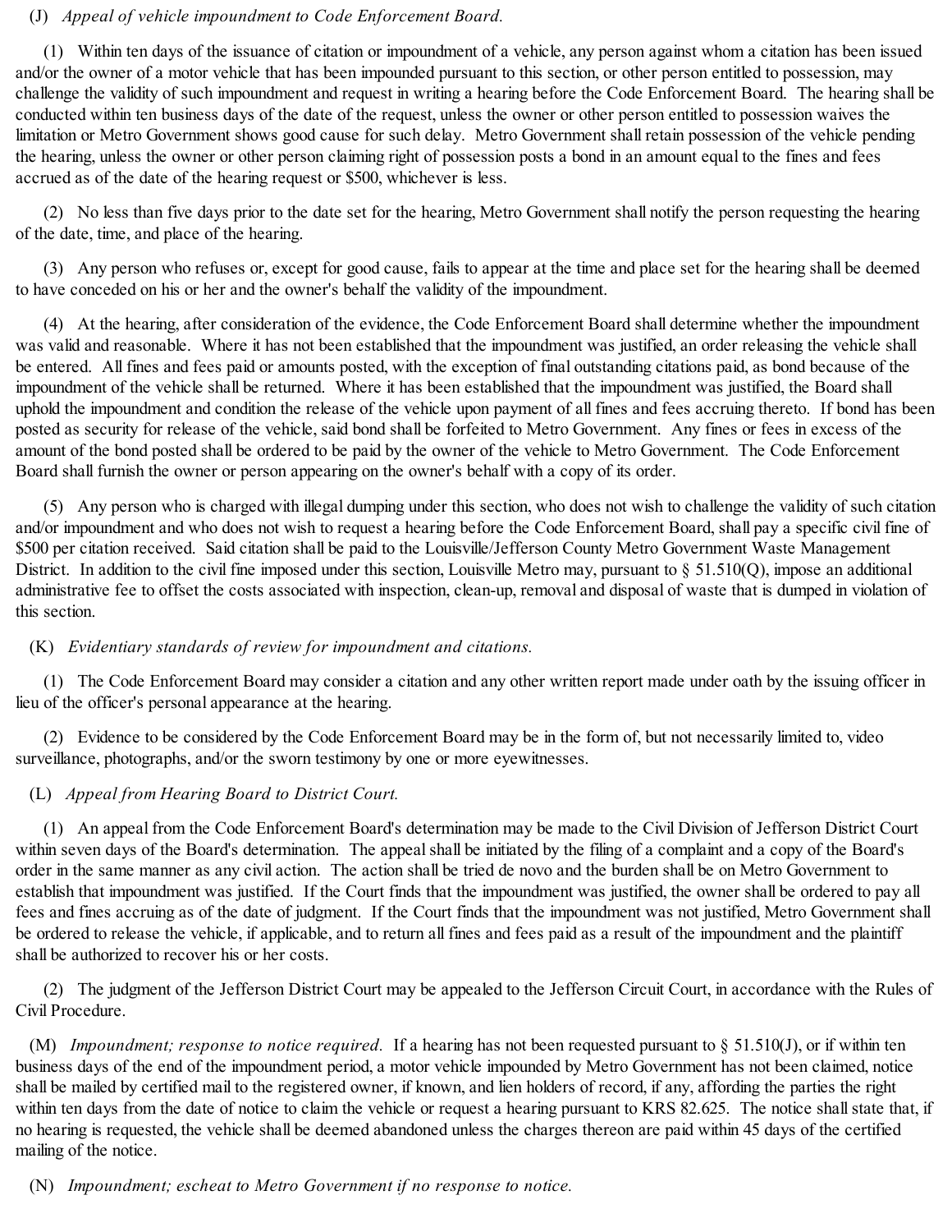(J) *Appeal of vehicle impoundment to Code Enforcement Board.*

(1) Within ten days of the issuance of citation or impoundment of a vehicle, any person against whom a citation has been issued and/or the owner of a motor vehicle that has been impounded pursuant to this section, or other person entitled to possession, may challenge the validity of such impoundment and request in writing a hearing before the Code Enforcement Board. The hearing shall be conducted within ten business days of the date of the request, unless the owner or other person entitled to possession waives the limitation or Metro Government shows good cause for such delay. Metro Government shall retain possession of the vehicle pending the hearing, unless the owner or other person claiming right of possession posts a bond in an amount equal to the fines and fees accrued as of the date of the hearing request or $500, whichever is less.

(2) No less than five days prior to the date set for the hearing, Metro Government shall notify the person requesting the hearing of the date, time, and place of the hearing.

(3) Any person who refuses or, except for good cause, fails to appear at the time and place set for the hearing shall be deemed to have conceded on his or her and the owner's behalf the validity of the impoundment.

(4) At the hearing, after consideration of the evidence, the Code Enforcement Board shall determine whether the impoundment was valid and reasonable. Where it has not been established that the impoundment was justified, an order releasing the vehicle shall be entered. All fines and fees paid or amounts posted, with the exception of final outstanding citations paid, as bond because of the impoundment of the vehicle shall be returned. Where it has been established that the impoundment was justified, the Board shall uphold the impoundment and condition the release of the vehicle upon payment of all fines and fees accruing thereto. If bond has been posted as security for release of the vehicle, said bond shall be forfeited to Metro Government. Any fines or fees in excess of the amount of the bond posted shall be ordered to be paid by the owner of the vehicle to Metro Government. The Code Enforcement Board shall furnish the owner or person appearing on the owner's behalf with a copy of its order.

(5) Any person who is charged with illegal dumping under this section, who does not wish to challenge the validity of such citation and/or impoundment and who does not wish to request a hearing before the Code Enforcement Board, shall pay a specific civil fine of $500 per citation received. Said citation shall be paid to the Louisville/Jefferson County Metro Government Waste Management District. In addition to the civil fine imposed under this section, Louisville Metro may, pursuant to § 51.510(Q), impose an additional administrative fee to offset the costs associated with inspection, clean-up, removal and disposal of waste that is dumped in violation of this section.

(K) *Evidentiary standards of review for impoundment and citations.*

(1) The Code Enforcement Board may consider a citation and any other written report made under oath by the issuing officer in lieu of the officer's personal appearance at the hearing.

(2) Evidence to be considered by the Code Enforcement Board may be in the form of, but not necessarily limited to, video surveillance, photographs, and/or the sworn testimony by one or more eyewitnesses.

(L) *Appeal from Hearing Board to District Court.*

(1) An appeal from the Code Enforcement Board's determination may be made to the Civil Division of Jefferson District Court within seven days of the Board's determination. The appeal shall be initiated by the filing of a complaint and a copy of the Board's order in the same manner as any civil action. The action shall be tried de novo and the burden shall be on Metro Government to establish that impoundment was justified. If the Court finds that the impoundment was justified, the owner shall be ordered to pay all fees and fines accruing as of the date of judgment. If the Court finds that the impoundment was not justified, Metro Government shall be ordered to release the vehicle, if applicable, and to return all fines and fees paid as a result of the impoundment and the plaintiff shall be authorized to recover his or her costs.

(2) The judgment of the Jefferson District Court may be appealed to the Jefferson Circuit Court, in accordance with the Rules of Civil Procedure.

(M) *Impoundment; response to notice required.* If a hearing has not been requested pursuant to § 51.510(J), or if within ten business days of the end of the impoundment period, a motor vehicle impounded by Metro Government has not been claimed, notice shall be mailed by certified mail to the registered owner, if known, and lien holders of record, if any, affording the parties the right within ten days from the date of notice to claim the vehicle or request a hearing pursuant to KRS 82.625. The notice shall state that, if no hearing is requested, the vehicle shall be deemed abandoned unless the charges thereon are paid within 45 days of the certified mailing of the notice.

(N) *Impoundment; escheat to Metro Government if no response to notice.*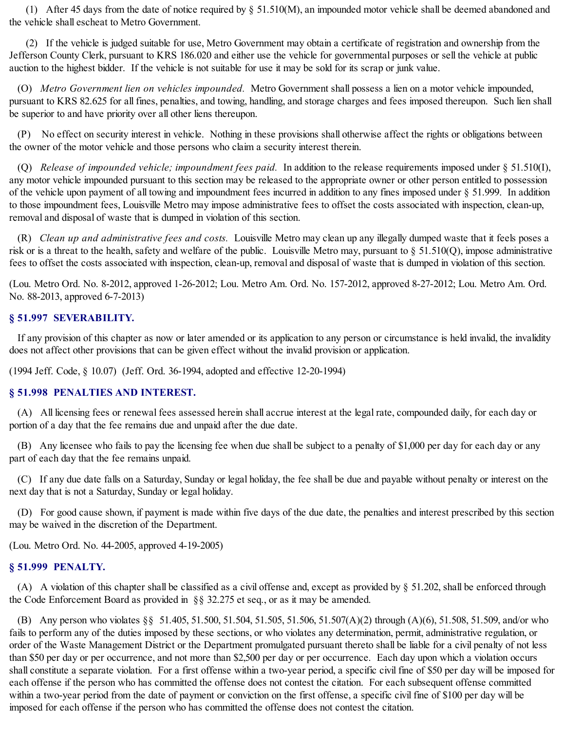(1) After 45 days from the date of notice required by § 51.510(M), an impounded motor vehicle shall be deemed abandoned and the vehicle shall escheat to Metro Government.

(2) If the vehicle is judged suitable for use, Metro Government may obtain a certificate of registration and ownership from the Jefferson County Clerk, pursuant to KRS 186.020 and either use the vehicle for governmental purposes or sell the vehicle at public auction to the highest bidder. If the vehicle is not suitable for use it may be sold for its scrap or junk value.

(O) *Metro Government lien on vehicles impounded.* Metro Government shall possess a lien on a motor vehicle impounded, pursuant to KRS 82.625 for all fines, penalties, and towing, handling, and storage charges and fees imposed thereupon. Such lien shall be superior to and have priority over all other liens thereupon.

(P) No effect on security interest in vehicle. Nothing in these provisions shall otherwise affect the rights or obligations between the owner of the motor vehicle and those persons who claim a security interest therein.

(Q) *Release of impounded vehicle; impoundment fees paid.* In addition to the release requirements imposed under § 51.510(I), any motor vehicle impounded pursuant to this section may be released to the appropriate owner or other person entitled to possession of the vehicle upon payment of all towing and impoundment fees incurred in addition to any fines imposed under § 51.999. In addition to those impoundment fees, Louisville Metro may impose administrative fees to offset the costs associated with inspection, clean-up, removal and disposal of waste that is dumped in violation of this section.

(R) *Clean up and administrative fees and costs.* Louisville Metro may clean up any illegally dumped waste that it feels poses a risk or is a threat to the health, safety and welfare of the public. Louisville Metro may, pursuant to § 51.510(Q), impose administrative fees to offset the costs associated with inspection, clean-up, removal and disposal of waste that is dumped in violation of this section.

(Lou. Metro Ord. No. 8-2012, approved 1-26-2012; Lou. Metro Am. Ord. No. 157-2012, approved 8-27-2012; Lou. Metro Am. Ord. No. 88-2013, approved 6-7-2013)

## § 51.997 SEVERABILITY.

If any provision of this chapter as now or later amended or its application to any person or circumstance is held invalid, the invalidity does not affect other provisions that can be given effect without the invalid provision or application.

(1994 Jeff. Code, § 10.07) (Jeff. Ord. 36-1994, adopted and effective 12-20-1994)

## § 51.998 PENALTIES AND INTEREST.

(A) All licensing fees or renewal fees assessed herein shall accrue interest at the legal rate, compounded daily, for each day or portion of a day that the fee remains due and unpaid after the due date.

(B) Any licensee who fails to pay the licensing fee when due shall be subject to a penalty of $1,000 per day for each day or any part of each day that the fee remains unpaid.

(C) If any due date falls on a Saturday, Sunday or legal holiday, the fee shall be due and payable without penalty or interest on the next day that is not a Saturday, Sunday or legal holiday.

(D) For good cause shown, if payment is made within five days of the due date, the penalties and interest prescribed by this section may be waived in the discretion of the Department.

(Lou. Metro Ord. No. 44-2005, approved 4-19-2005)

## § 51.999 PENALTY.

(A) A violation of this chapter shall be classified as a civil offense and, except as provided by § 51.202, shall be enforced through the Code Enforcement Board as provided in §§ 32.275 et seq., or as it may be amended.

(B) Any person who violates §§ 51.405, 51.500, 51.504, 51.505, 51.506, 51.507(A)(2) through (A)(6), 51.508, 51.509, and/or who fails to perform any of the duties imposed by these sections, or who violates any determination, permit, administrative regulation, or order of the Waste Management District or the Department promulgated pursuant thereto shall be liable for a civil penalty of not less than $50 per day or per occurrence, and not more than $2,500 per day or per occurrence. Each day upon which a violation occurs shall constitute a separate violation. For a first offense within a two-year period, a specific civil fine of $50 per day will be imposed for each offense if the person who has committed the offense does not contest the citation. For each subsequent offense committed within a two-year period from the date of payment or conviction on the first offense, a specific civil fine of $100 per day will be imposed for each offense if the person who has committed the offense does not contest the citation.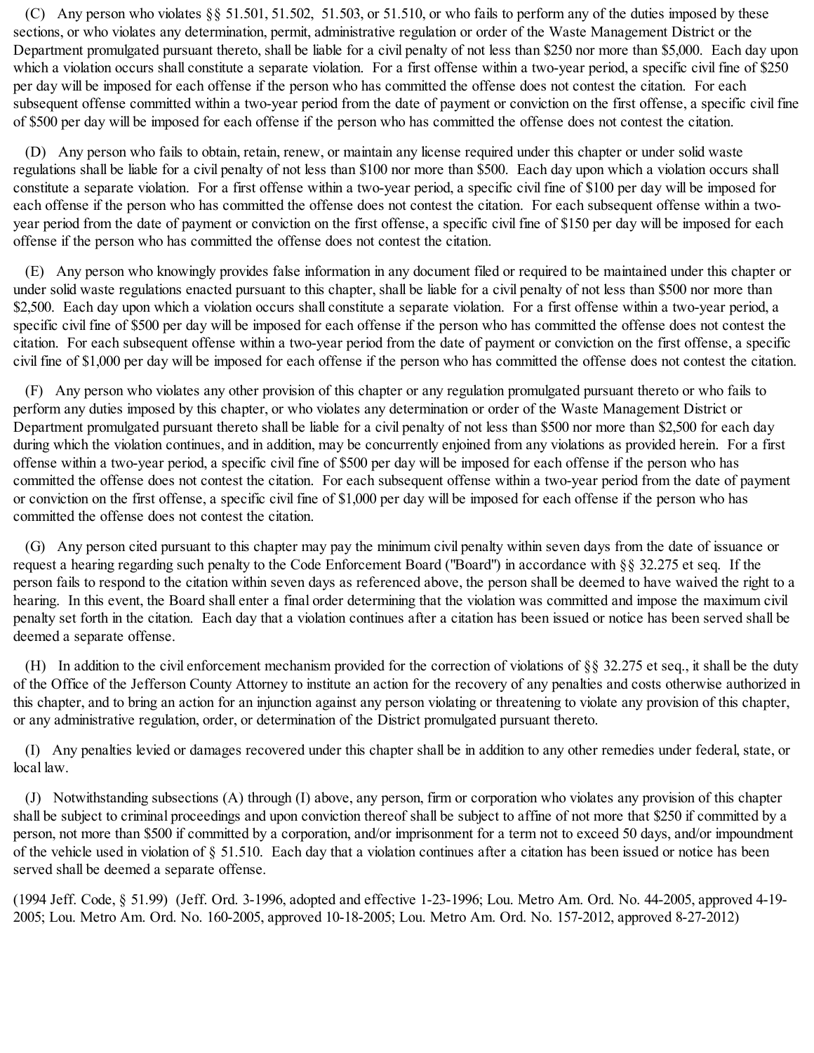(C) Any person who violates §§ 51.501, 51.502, 51.503, or 51.510, or who fails to perform any of the duties imposed by these sections, or who violates any determination, permit, administrative regulation or order of the Waste Management District or the Department promulgated pursuant thereto, shall be liable for a civil penalty of not less than $250 nor more than $5,000. Each day upon which a violation occurs shall constitute a separate violation. For a first offense within a two-year period, a specific civil fine of $250 per day will be imposed for each offense if the person who has committed the offense does not contest the citation. For each subsequent offense committed within a two-year period from the date of payment or conviction on the first offense, a specific civil fine of $500 per day will be imposed for each offense if the person who has committed the offense does not contest the citation.

(D) Any person who fails to obtain, retain, renew, or maintain any license required under this chapter or under solid waste regulations shall be liable for a civil penalty of not less than $100 nor more than $500. Each day upon which a violation occurs shall constitute a separate violation. For a first offense within a two-year period, a specific civil fine of $100 per day will be imposed for each offense if the person who has committed the offense does not contest the citation. For each subsequent offense within a two-year period from the date of payment or conviction on the first offense, a specific civil fine of $150 per day will be imposed for each offense if the person who has committed the offense does not contest the citation.

(E) Any person who knowingly provides false information in any document filed or required to be maintained under this chapter or under solid waste regulations enacted pursuant to this chapter, shall be liable for a civil penalty of not less than $500 nor more than $2,500. Each day upon which a violation occurs shall constitute a separate violation. For a first offense within a two-year period, a specific civil fine of $500 per day will be imposed for each offense if the person who has committed the offense does not contest the citation. For each subsequent offense within a two-year period from the date of payment or conviction on the first offense, a specific civil fine of $1,000 per day will be imposed for each offense if the person who has committed the offense does not contest the citation.

(F) Any person who violates any other provision of this chapter or any regulation promulgated pursuant thereto or who fails to perform any duties imposed by this chapter, or who violates any determination or order of the Waste Management District or Department promulgated pursuant thereto shall be liable for a civil penalty of not less than $500 nor more than $2,500 for each day during which the violation continues, and in addition, may be concurrently enjoined from any violations as provided herein. For a first offense within a two-year period, a specific civil fine of $500 per day will be imposed for each offense if the person who has committed the offense does not contest the citation. For each subsequent offense within a two-year period from the date of payment or conviction on the first offense, a specific civil fine of $1,000 per day will be imposed for each offense if the person who has committed the offense does not contest the citation.

(G) Any person cited pursuant to this chapter may pay the minimum civil penalty within seven days from the date of issuance or request a hearing regarding such penalty to the Code Enforcement Board ("Board") in accordance with §§ 32.275 et seq. If the person fails to respond to the citation within seven days as referenced above, the person shall be deemed to have waived the right to a hearing. In this event, the Board shall enter a final order determining that the violation was committed and impose the maximum civil penalty set forth in the citation. Each day that a violation continues after a citation has been issued or notice has been served shall be deemed a separate offense.

(H) In addition to the civil enforcement mechanism provided for the correction of violations of §§ 32.275 et seq., it shall be the duty of the Office of the Jefferson County Attorney to institute an action for the recovery of any penalties and costs otherwise authorized in this chapter, and to bring an action for an injunction against any person violating or threatening to violate any provision of this chapter, or any administrative regulation, order, or determination of the District promulgated pursuant thereto.

(I) Any penalties levied or damages recovered under this chapter shall be in addition to any other remedies under federal, state, or local law.

(J) Notwithstanding subsections (A) through (I) above, any person, firm or corporation who violates any provision of this chapter shall be subject to criminal proceedings and upon conviction thereof shall be subject to affine of not more that $250 if committed by a person, not more than $500 if committed by a corporation, and/or imprisonment for a term not to exceed 50 days, and/or impoundment of the vehicle used in violation of § 51.510. Each day that a violation continues after a citation has been issued or notice has been served shall be deemed a separate offense.

(1994 Jeff. Code, § 51.99) (Jeff. Ord. 3-1996, adopted and effective 1-23-1996; Lou. Metro Am. Ord. No. 44-2005, approved 4-19-2005; Lou. Metro Am. Ord. No. 160-2005, approved 10-18-2005; Lou. Metro Am. Ord. No. 157-2012, approved 8-27-2012)